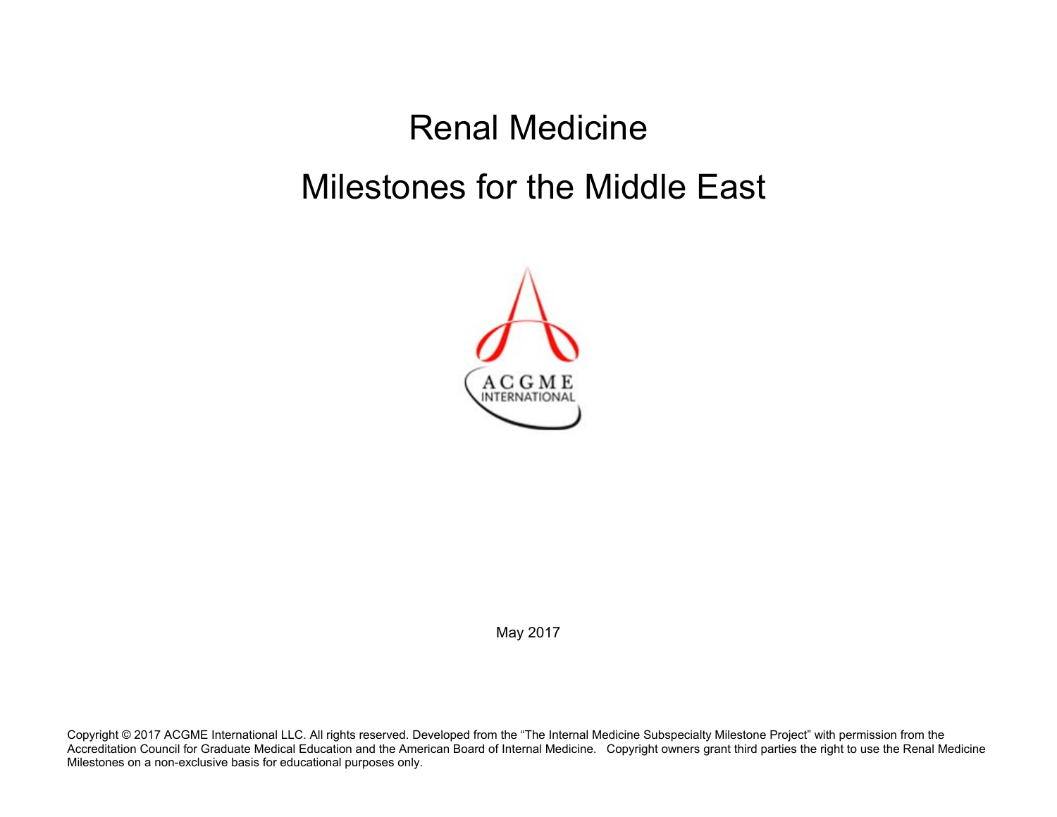# Renal Medicine

# Milestones for the Middle East

May 2017

Copyright © 2017 ACGME International LLC. All rights reserved. Developed from the "The Internal Medicine Subspecialty Milestone Project" with permission from the Accreditation Council for Graduate Medical Education and the American Board of Internal Medicine. Copyright owners grant third parties the right to use the Renal Medicine Milestones on a non-exclusive basis for educational purposes only.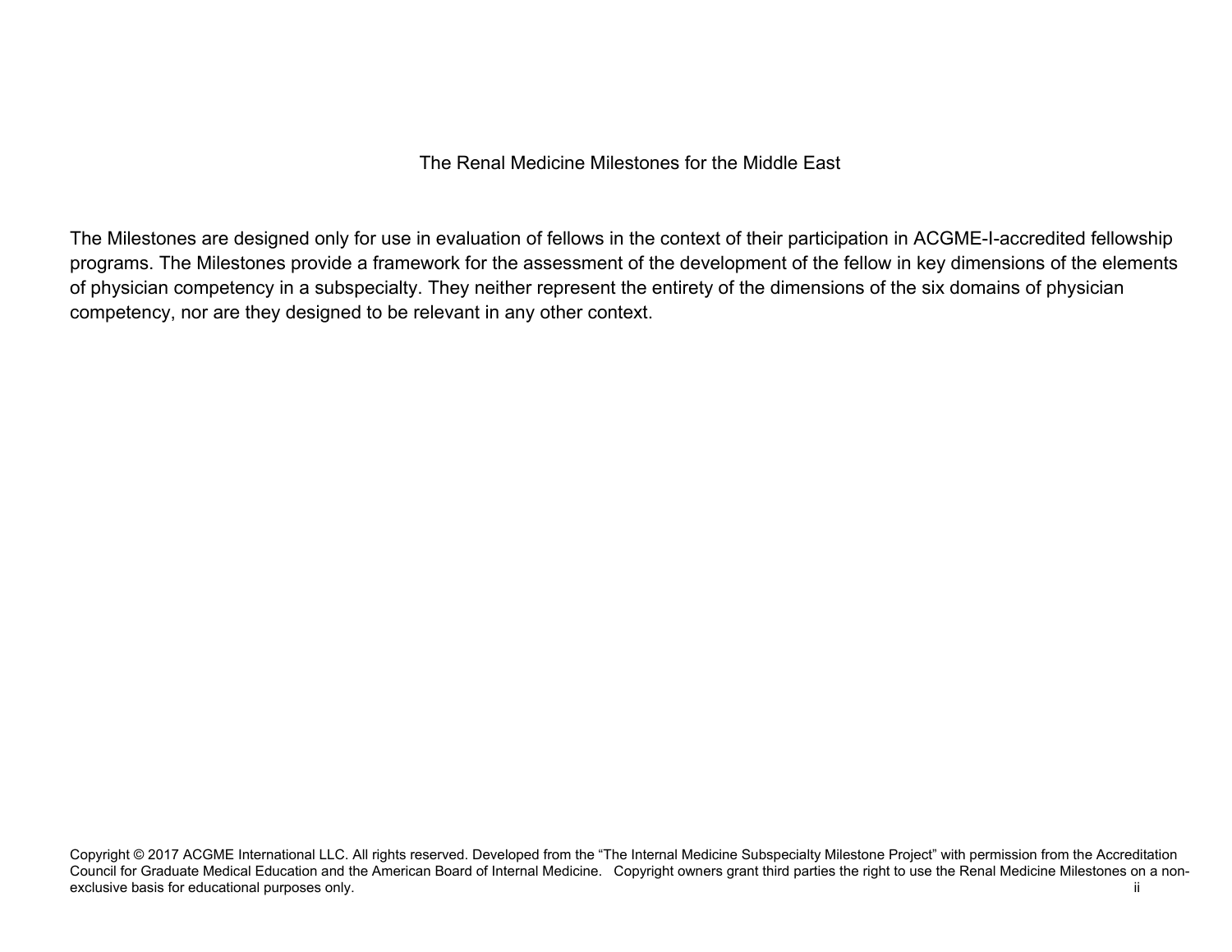# The Renal Medicine Milestones for the Middle East

The Milestones are designed only for use in evaluation of fellows in the context of their participation in ACGME-I-accredited fellowship programs. The Milestones provide a framework for the assessment of the development of the fellow in key dimensions of the elements of physician competency in a subspecialty. They neither represent the entirety of the dimensions of the six domains of physician competency, nor are they designed to be relevant in any other context.

Copyright © 2017 ACGME International LLC. All rights reserved. Developed from the "The Internal Medicine Subspecialty Milestone Project" with permission from the Accreditation Council for Graduate Medical Education and the American Board of Internal Medicine. Copyright owners grant third parties the right to use the Renal Medicine Milestones on a non-exclusive basis for educational purposes only.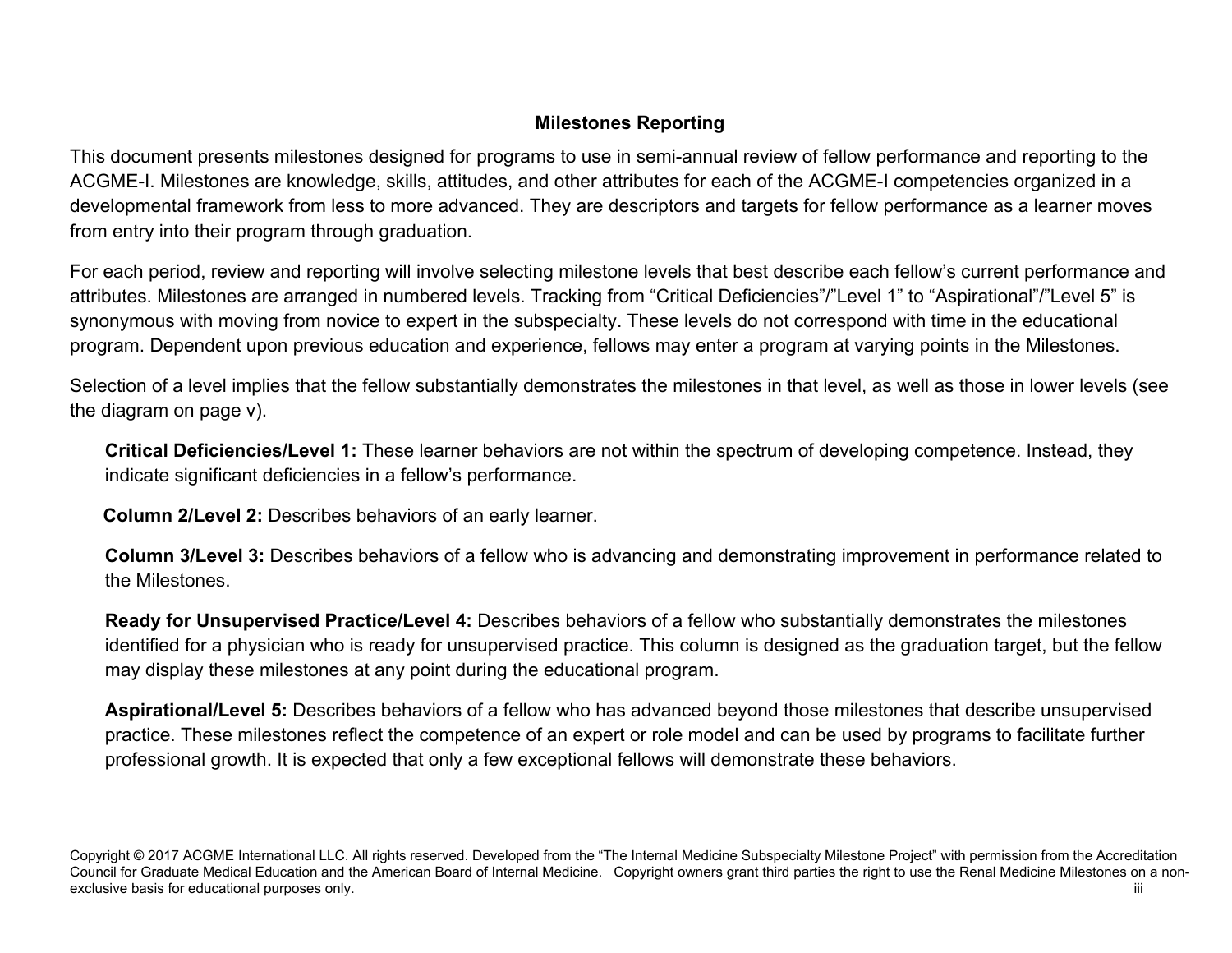## Milestones Reporting

This document presents milestones designed for programs to use in semi-annual review of fellow performance and reporting to the ACGME-I. Milestones are knowledge, skills, attitudes, and other attributes for each of the ACGME-I competencies organized in a developmental framework from less to more advanced. They are descriptors and targets for fellow performance as a learner moves from entry into their program through graduation.

For each period, review and reporting will involve selecting milestone levels that best describe each fellow's current performance and attributes. Milestones are arranged in numbered levels. Tracking from "Critical Deficiencies"/"Level 1" to "Aspirational"/"Level 5" is synonymous with moving from novice to expert in the subspecialty. These levels do not correspond with time in the educational program. Dependent upon previous education and experience, fellows may enter a program at varying points in the Milestones.

Selection of a level implies that the fellow substantially demonstrates the milestones in that level, as well as those in lower levels (see the diagram on page v).

**Critical Deficiencies/Level 1:** These learner behaviors are not within the spectrum of developing competence. Instead, they indicate significant deficiencies in a fellow's performance.

**Column 2/Level 2:** Describes behaviors of an early learner.

**Column 3/Level 3:** Describes behaviors of a fellow who is advancing and demonstrating improvement in performance related to the Milestones.

**Ready for Unsupervised Practice/Level 4:** Describes behaviors of a fellow who substantially demonstrates the milestones identified for a physician who is ready for unsupervised practice. This column is designed as the graduation target, but the fellow may display these milestones at any point during the educational program.

**Aspirational/Level 5:** Describes behaviors of a fellow who has advanced beyond those milestones that describe unsupervised practice. These milestones reflect the competence of an expert or role model and can be used by programs to facilitate further professional growth. It is expected that only a few exceptional fellows will demonstrate these behaviors.

Copyright © 2017 ACGME International LLC. All rights reserved. Developed from the "The Internal Medicine Subspecialty Milestone Project" with permission from the Accreditation Council for Graduate Medical Education and the American Board of Internal Medicine. Copyright owners grant third parties the right to use the Renal Medicine Milestones on a non-exclusive basis for educational purposes only.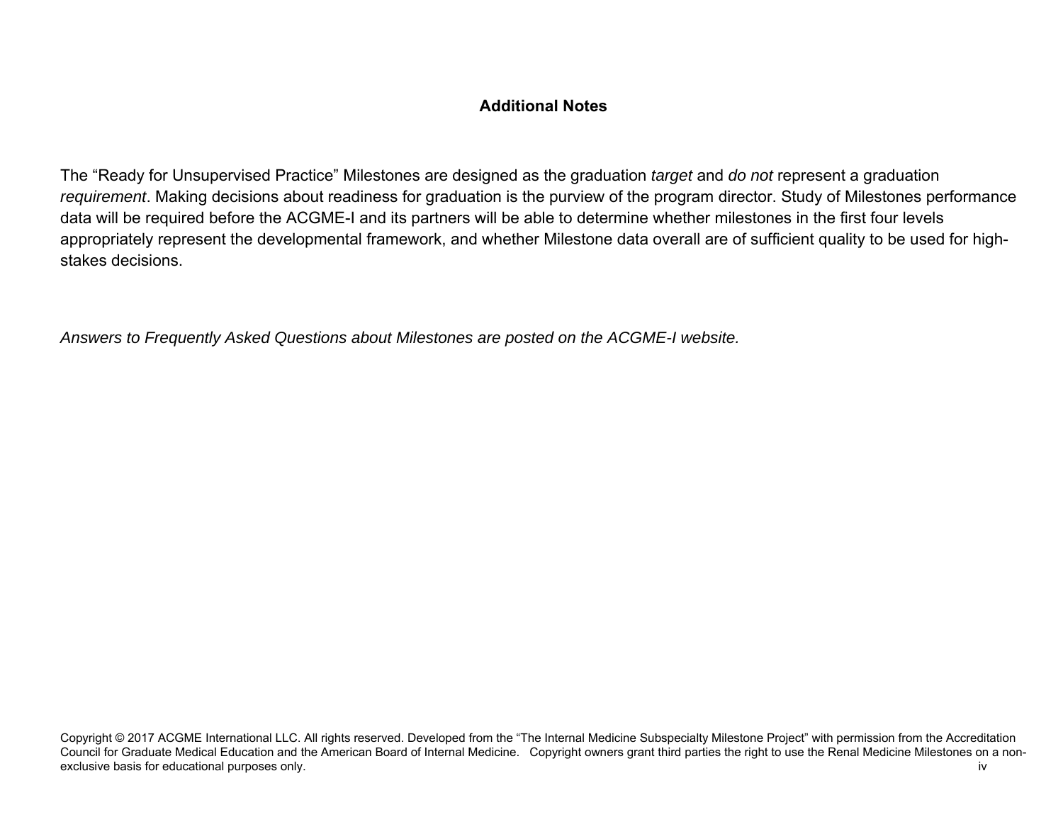## Additional Notes

The “Ready for Unsupervised Practice” Milestones are designed as the graduation *target* and *do not* represent a graduation *requirement*. Making decisions about readiness for graduation is the purview of the program director. Study of Milestones performance data will be required before the ACGME-I and its partners will be able to determine whether milestones in the first four levels appropriately represent the developmental framework, and whether Milestone data overall are of sufficient quality to be used for high-stakes decisions.

*Answers to Frequently Asked Questions about Milestones are posted on the ACGME-I website.*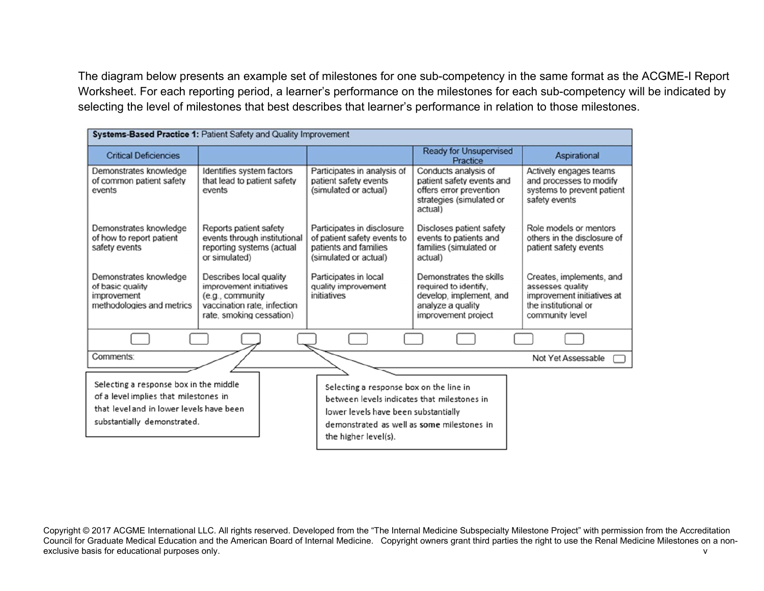The diagram below presents an example set of milestones for one sub-competency in the same format as the ACGME-I Report Worksheet. For each reporting period, a learner's performance on the milestones for each sub-competency will be indicated by selecting the level of milestones that best describes that learner's performance in relation to those milestones.

| **Systems-Based Practice 1:** Patient Safety and Quality Improvement | | | | |
|---|---|---|---|---|
| Critical Deficiencies | | | Ready for Unsupervised Practice | Aspirational |
| Demonstrates knowledge of common patient safety events | Identifies system factors that lead to patient safety events | Participates in analysis of patient safety events (simulated or actual) | Conducts analysis of patient safety events and offers error prevention strategies (simulated or actual) | Actively engages teams and processes to modify systems to prevent patient safety events |
| Demonstrates knowledge of how to report patient safety events | Reports patient safety events through institutional reporting systems (actual or simulated) | Participates in disclosure of patient safety events to patients and families (simulated or actual) | Discloses patient safety events to patients and families (simulated or actual) | Role models or mentors others in the disclosure of patient safety events |
| Demonstrates knowledge of basic quality improvement methodologies and metrics | Describes local quality improvement initiatives (e.g., community vaccination rate, infection rate, smoking cessation) | Participates in local quality improvement initiatives | Demonstrates the skills required to identify, develop, implement, and analyze a quality improvement project | Creates, implements, and assesses quality improvement initiatives at the institutional or community level |
| Comments: | | | | Not Yet Assessable |

Selecting a response box in the middle of a level implies that milestones in that level and in lower levels have been substantially demonstrated.

Selecting a response box on the line in between levels indicates that milestones in lower levels have been substantially demonstrated as well as **some** milestones in the higher level(s).

Copyright © 2017 ACGME International LLC. All rights reserved. Developed from the "The Internal Medicine Subspecialty Milestone Project" with permission from the Accreditation Council for Graduate Medical Education and the American Board of Internal Medicine. Copyright owners grant third parties the right to use the Renal Medicine Milestones on a non-exclusive basis for educational purposes only.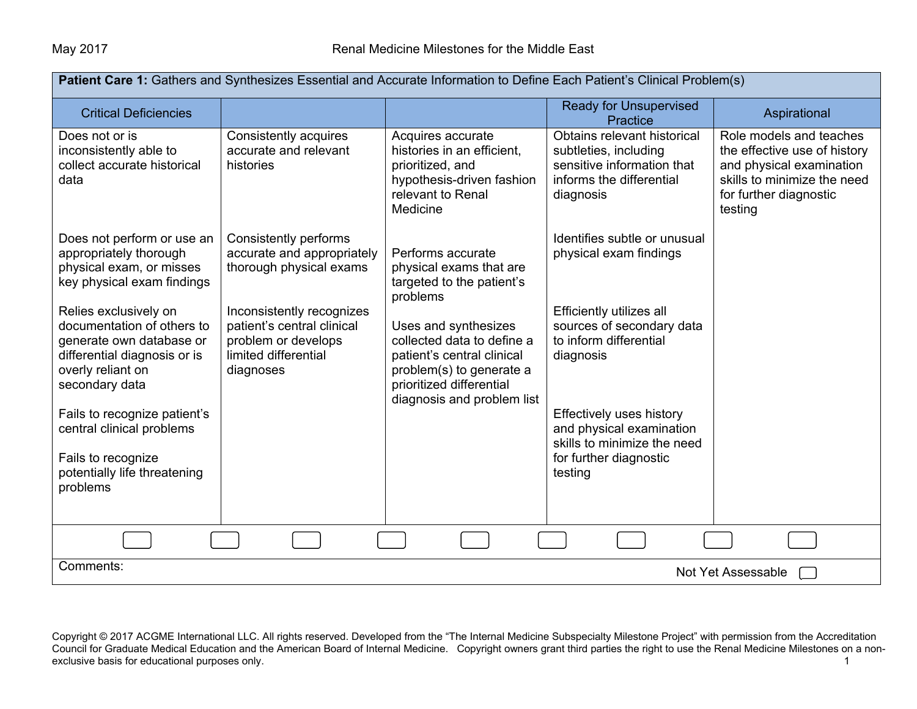| **Patient Care 1:** Gathers and Synthesizes Essential and Accurate Information to Define Each Patient's Clinical Problem(s) | | | | |
|---|---|---|---|---|
| Critical Deficiencies | | | Ready for Unsupervised Practice | Aspirational |
| Does not or is inconsistently able to collect accurate historical data | Consistently acquires accurate and relevant histories | Acquires accurate histories in an efficient, prioritized, and hypothesis-driven fashion relevant to Renal Medicine | Obtains relevant historical subtleties, including sensitive information that informs the differential diagnosis | Role models and teaches the effective use of history and physical examination skills to minimize the need for further diagnostic testing |
| Does not perform or use an appropriately thorough physical exam, or misses key physical exam findings | Consistently performs accurate and appropriately thorough physical exams | Performs accurate physical exams that are targeted to the patient's problems | Identifies subtle or unusual physical exam findings | |
| Relies exclusively on documentation of others to generate own database or differential diagnosis or is overly reliant on secondary data | Inconsistently recognizes patient's central clinical problem or develops limited differential diagnoses | Uses and synthesizes collected data to define a patient's central clinical problem(s) to generate a prioritized differential diagnosis and problem list | Efficiently utilizes all sources of secondary data to inform differential diagnosis | |
| Fails to recognize patient's central clinical problems | | | Effectively uses history and physical examination skills to minimize the need for further diagnostic testing | |
| Fails to recognize potentially life threatening problems | | | | |

Comments:

Not Yet Assessable ☐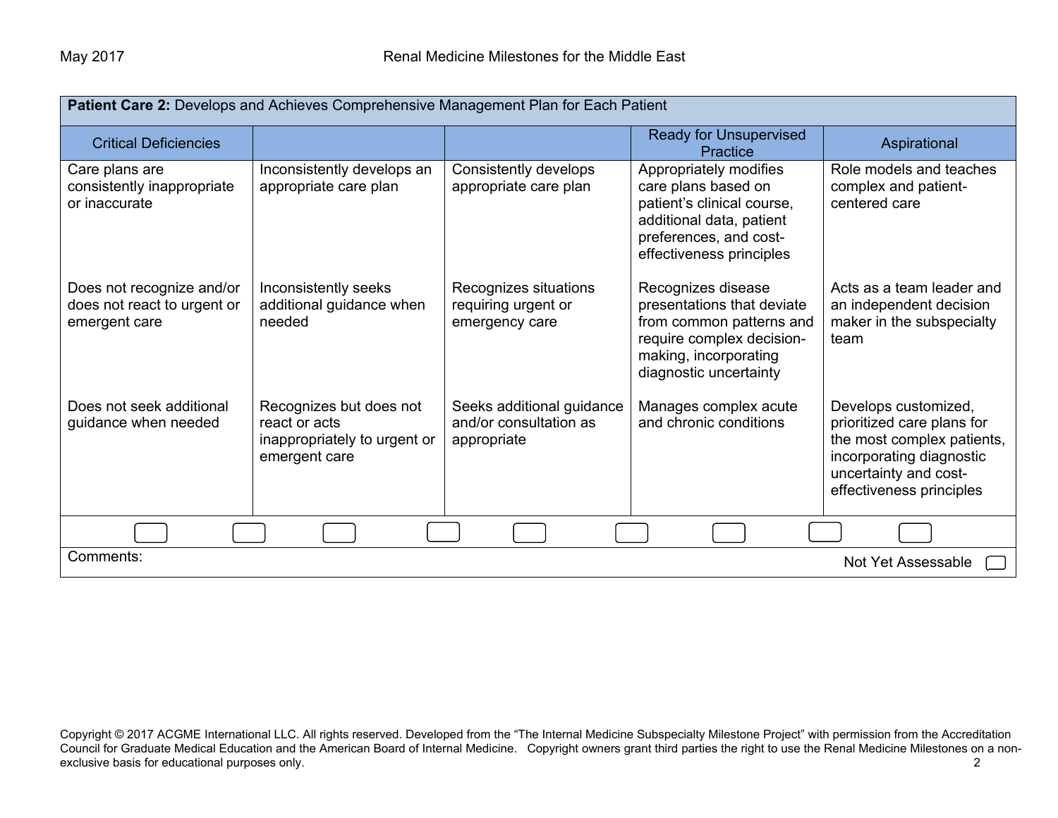| **Patient Care 2:** Develops and Achieves Comprehensive Management Plan for Each Patient | | | | |
|---|---|---|---|---|
| Critical Deficiencies | | | Ready for Unsupervised Practice | Aspirational |
| Care plans are consistently inappropriate or inaccurate | Inconsistently develops an appropriate care plan | Consistently develops appropriate care plan | Appropriately modifies care plans based on patient's clinical course, additional data, patient preferences, and cost-effectiveness principles | Role models and teaches complex and patient-centered care |
| Does not recognize and/or does not react to urgent or emergent care | Inconsistently seeks additional guidance when needed | Recognizes situations requiring urgent or emergency care | Recognizes disease presentations that deviate from common patterns and require complex decision-making, incorporating diagnostic uncertainty | Acts as a team leader and an independent decision maker in the subspecialty team |
| Does not seek additional guidance when needed | Recognizes but does not react or acts inappropriately to urgent or emergent care | Seeks additional guidance and/or consultation as appropriate | Manages complex acute and chronic conditions | Develops customized, prioritized care plans for the most complex patients, incorporating diagnostic uncertainty and cost-effectiveness principles |

Comments:

Not Yet Assessable ☐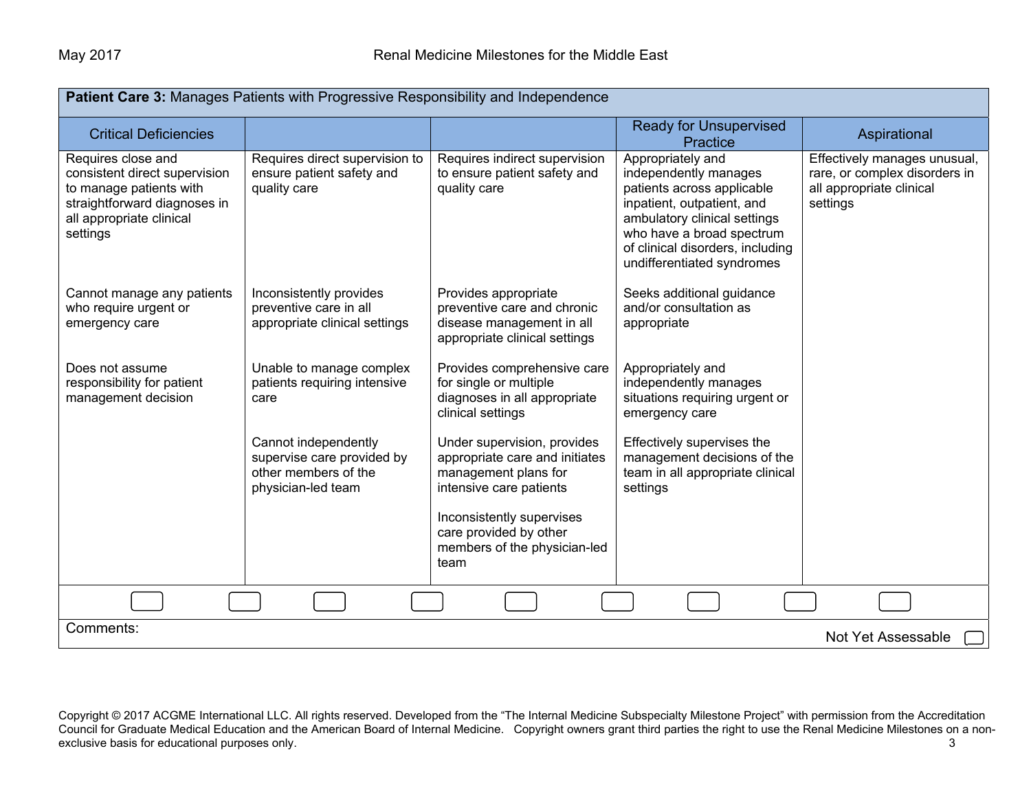**Patient Care 3:** Manages Patients with Progressive Responsibility and Independence

| Critical Deficiencies | | | Ready for Unsupervised Practice | Aspirational |
|---|---|---|---|---|
| Requires close and consistent direct supervision to manage patients with straightforward diagnoses in all appropriate clinical settings | Requires direct supervision to ensure patient safety and quality care | Requires indirect supervision to ensure patient safety and quality care | Appropriately and independently manages patients across applicable inpatient, outpatient, and ambulatory clinical settings who have a broad spectrum of clinical disorders, including undifferentiated syndromes | Effectively manages unusual, rare, or complex disorders in all appropriate clinical settings |
| Cannot manage any patients who require urgent or emergency care | Inconsistently provides preventive care in all appropriate clinical settings | Provides appropriate preventive care and chronic disease management in all appropriate clinical settings | Seeks additional guidance and/or consultation as appropriate | |
| Does not assume responsibility for patient management decision | Unable to manage complex patients requiring intensive care | Provides comprehensive care for single or multiple diagnoses in all appropriate clinical settings | Appropriately and independently manages situations requiring urgent or emergency care | |
| | Cannot independently supervise care provided by other members of the physician-led team | Under supervision, provides appropriate care and initiates management plans for intensive care patients | Effectively supervises the management decisions of the team in all appropriate clinical settings | |
| | | Inconsistently supervises care provided by other members of the physician-led team | | |

Comments:

Not Yet Assessable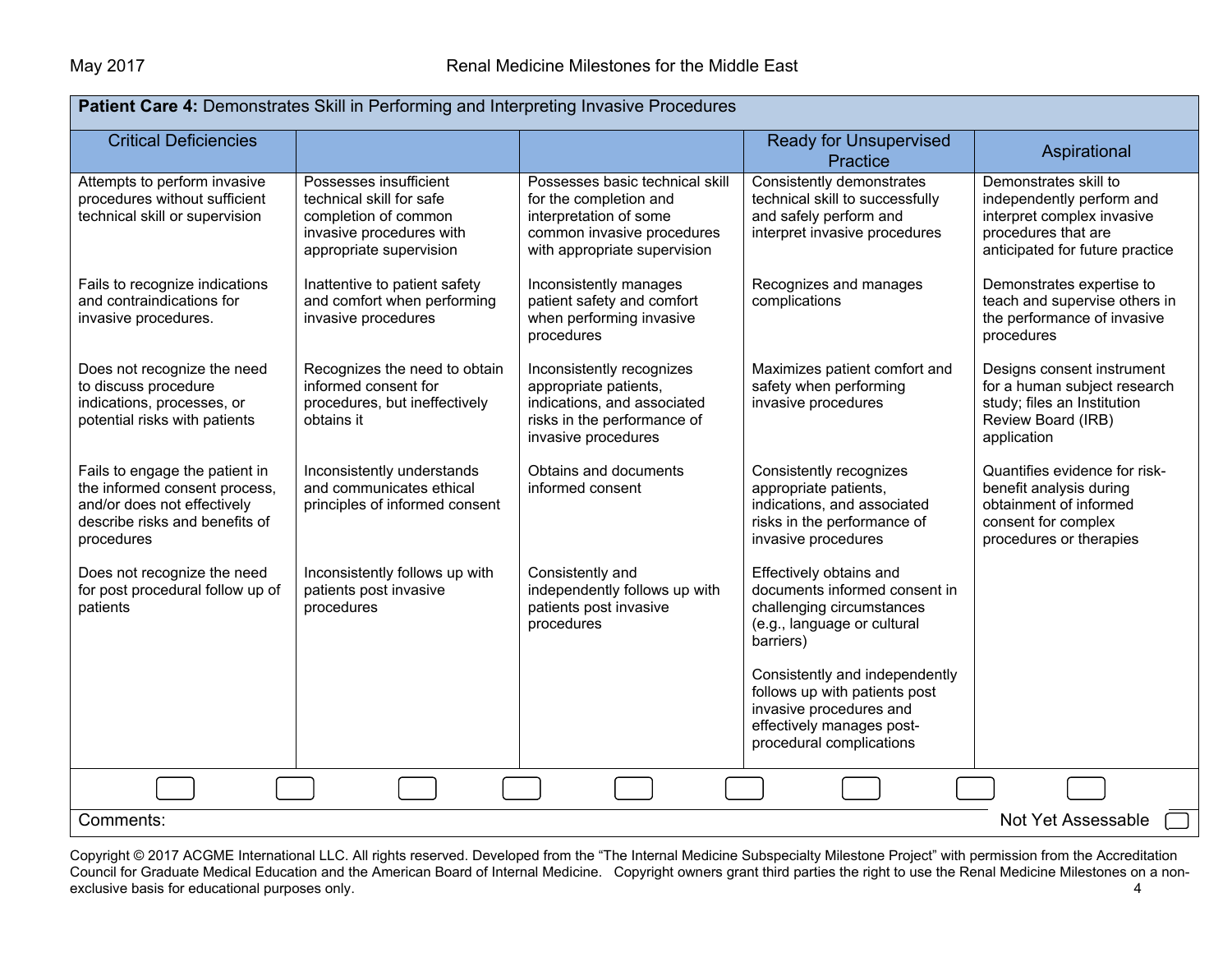| **Patient Care 4:** Demonstrates Skill in Performing and Interpreting Invasive Procedures | | | | |
|---|---|---|---|---|
| Critical Deficiencies | | | Ready for Unsupervised Practice | Aspirational |
| Attempts to perform invasive procedures without sufficient technical skill or supervision<br><br>Fails to recognize indications and contraindications for invasive procedures.<br><br>Does not recognize the need to discuss procedure indications, processes, or potential risks with patients<br><br>Fails to engage the patient in the informed consent process, and/or does not effectively describe risks and benefits of procedures<br><br>Does not recognize the need for post procedural follow up of patients | Possesses insufficient technical skill for safe completion of common invasive procedures with appropriate supervision<br><br>Inattentive to patient safety and comfort when performing invasive procedures<br><br>Recognizes the need to obtain informed consent for procedures, but ineffectively obtains it<br><br>Inconsistently understands and communicates ethical principles of informed consent<br><br>Inconsistently follows up with patients post invasive procedures | Possesses basic technical skill for the completion and interpretation of some common invasive procedures with appropriate supervision<br><br>Inconsistently manages patient safety and comfort when performing invasive procedures<br><br>Inconsistently recognizes appropriate patients, indications, and associated risks in the performance of invasive procedures<br><br>Obtains and documents informed consent<br><br>Consistently and independently follows up with patients post invasive procedures | Consistently demonstrates technical skill to successfully and safely perform and interpret invasive procedures<br><br>Recognizes and manages complications<br><br>Maximizes patient comfort and safety when performing invasive procedures<br><br>Consistently recognizes appropriate patients, indications, and associated risks in the performance of invasive procedures<br><br>Effectively obtains and documents informed consent in challenging circumstances (e.g., language or cultural barriers)<br><br>Consistently and independently follows up with patients post invasive procedures and effectively manages post-procedural complications | Demonstrates skill to independently perform and interpret complex invasive procedures that are anticipated for future practice<br><br>Demonstrates expertise to teach and supervise others in the performance of invasive procedures<br><br>Designs consent instrument for a human subject research study; files an Institution Review Board (IRB) application<br><br>Quantifies evidence for risk-benefit analysis during obtainment of informed consent for complex procedures or therapies |

Comments: Not Yet Assessable ☐

Copyright © 2017 ACGME International LLC. All rights reserved. Developed from the "The Internal Medicine Subspecialty Milestone Project" with permission from the Accreditation Council for Graduate Medical Education and the American Board of Internal Medicine. Copyright owners grant third parties the right to use the Renal Medicine Milestones on a non-exclusive basis for educational purposes only.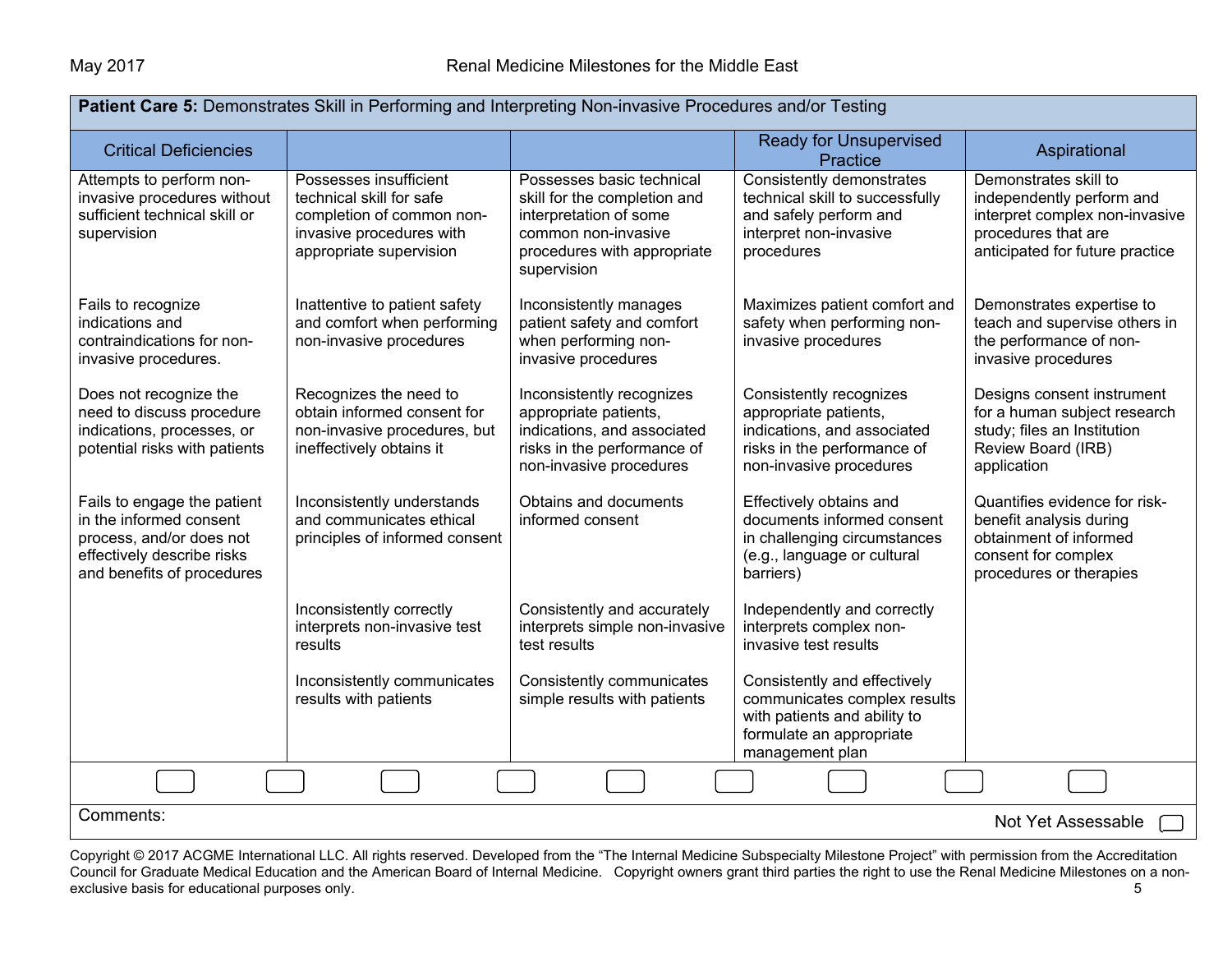**Patient Care 5:** Demonstrates Skill in Performing and Interpreting Non-invasive Procedures and/or Testing

| Critical Deficiencies | | | Ready for Unsupervised Practice | Aspirational |
|---|---|---|---|---|
| Attempts to perform non-invasive procedures without sufficient technical skill or supervision | Possesses insufficient technical skill for safe completion of common non-invasive procedures with appropriate supervision | Possesses basic technical skill for the completion and interpretation of some common non-invasive procedures with appropriate supervision | Consistently demonstrates technical skill to successfully and safely perform and interpret non-invasive procedures | Demonstrates skill to independently perform and interpret complex non-invasive procedures that are anticipated for future practice |
| Fails to recognize indications and contraindications for non-invasive procedures. | Inattentive to patient safety and comfort when performing non-invasive procedures | Inconsistently manages patient safety and comfort when performing non-invasive procedures | Maximizes patient comfort and safety when performing non-invasive procedures | Demonstrates expertise to teach and supervise others in the performance of non-invasive procedures |
| Does not recognize the need to discuss procedure indications, processes, or potential risks with patients | Recognizes the need to obtain informed consent for non-invasive procedures, but ineffectively obtains it | Inconsistently recognizes appropriate patients, indications, and associated risks in the performance of non-invasive procedures | Consistently recognizes appropriate patients, indications, and associated risks in the performance of non-invasive procedures | Designs consent instrument for a human subject research study; files an Institution Review Board (IRB) application |
| Fails to engage the patient in the informed consent process, and/or does not effectively describe risks and benefits of procedures | Inconsistently understands and communicates ethical principles of informed consent | Obtains and documents informed consent | Effectively obtains and documents informed consent in challenging circumstances (e.g., language or cultural barriers) | Quantifies evidence for risk-benefit analysis during obtainment of informed consent for complex procedures or therapies |
| | Inconsistently correctly interprets non-invasive test results | Consistently and accurately interprets simple non-invasive test results | Independently and correctly interprets complex non-invasive test results | |
| | Inconsistently communicates results with patients | Consistently communicates simple results with patients | Consistently and effectively communicates complex results with patients and ability to formulate an appropriate management plan | |

Comments:

Not Yet Assessable ☐

Copyright © 2017 ACGME International LLC. All rights reserved. Developed from the "The Internal Medicine Subspecialty Milestone Project" with permission from the Accreditation Council for Graduate Medical Education and the American Board of Internal Medicine. Copyright owners grant third parties the right to use the Renal Medicine Milestones on a non-exclusive basis for educational purposes only.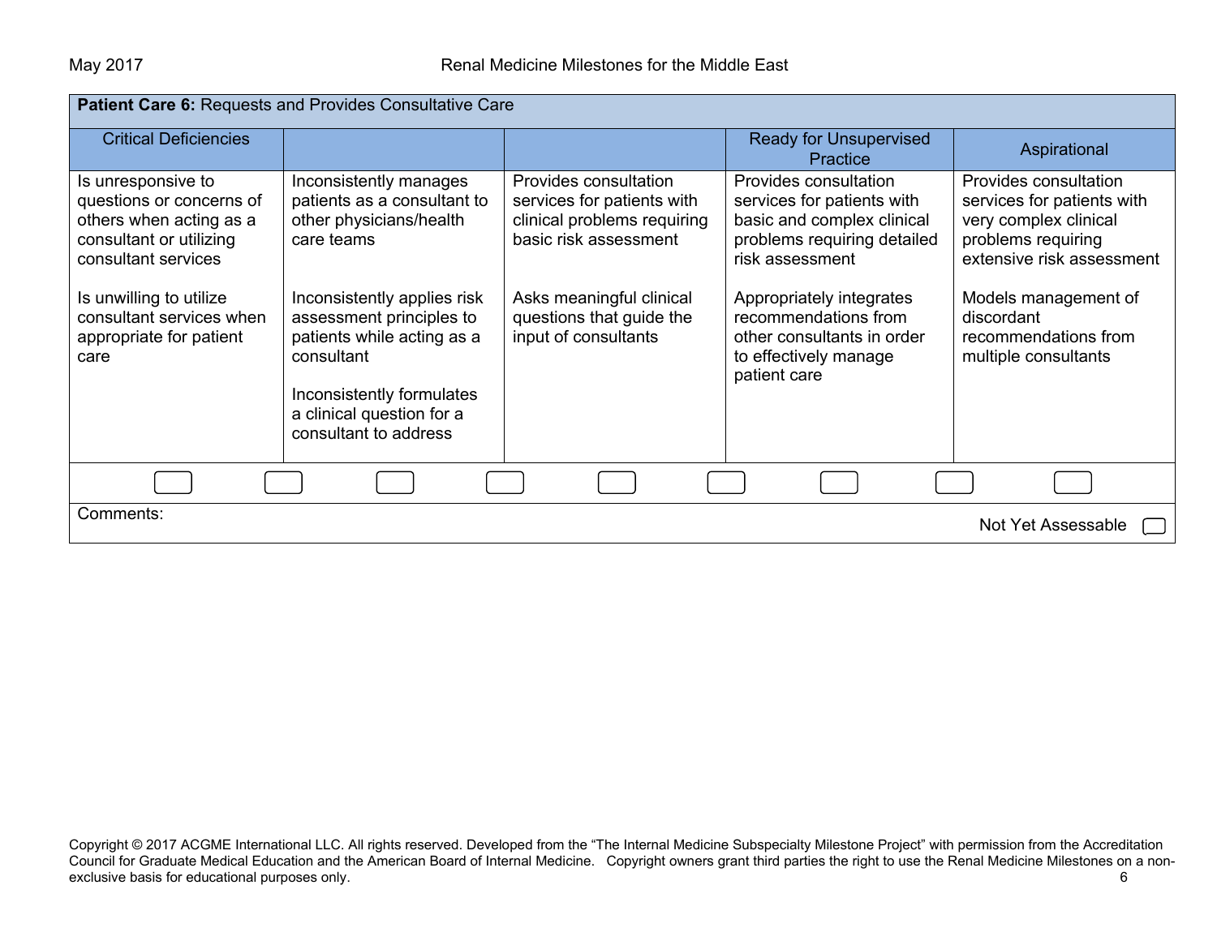| **Patient Care 6:** Requests and Provides Consultative Care | | | | |
|---|---|---|---|---|
| Critical Deficiencies | | | Ready for Unsupervised Practice | Aspirational |
| Is unresponsive to questions or concerns of others when acting as a consultant or utilizing consultant services<br><br>Is unwilling to utilize consultant services when appropriate for patient care | Inconsistently manages patients as a consultant to other physicians/health care teams<br><br>Inconsistently applies risk assessment principles to patients while acting as a consultant<br><br>Inconsistently formulates a clinical question for a consultant to address | Provides consultation services for patients with clinical problems requiring basic risk assessment<br><br>Asks meaningful clinical questions that guide the input of consultants | Provides consultation services for patients with basic and complex clinical problems requiring detailed risk assessment<br><br>Appropriately integrates recommendations from other consultants in order to effectively manage patient care | Provides consultation services for patients with very complex clinical problems requiring extensive risk assessment<br><br>Models management of discordant recommendations from multiple consultants |

Comments:

Not Yet Assessable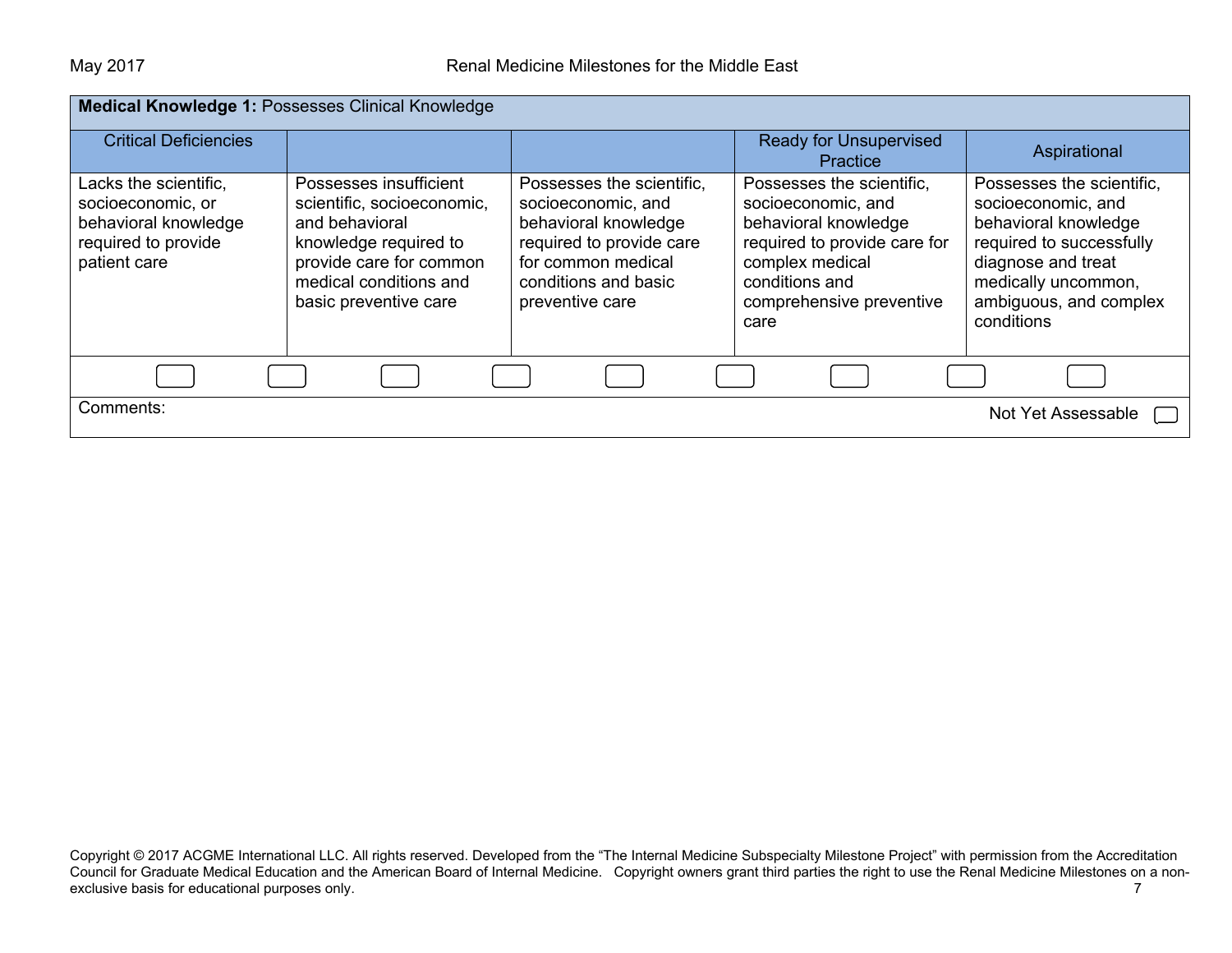| **Medical Knowledge 1:** Possesses Clinical Knowledge | | | | |
|---|---|---|---|---|
| Critical Deficiencies | | | Ready for Unsupervised Practice | Aspirational |
| Lacks the scientific, socioeconomic, or behavioral knowledge required to provide patient care | Possesses insufficient scientific, socioeconomic, and behavioral knowledge required to provide care for common medical conditions and basic preventive care | Possesses the scientific, socioeconomic, and behavioral knowledge required to provide care for common medical conditions and basic preventive care | Possesses the scientific, socioeconomic, and behavioral knowledge required to provide care for complex medical conditions and comprehensive preventive care | Possesses the scientific, socioeconomic, and behavioral knowledge required to successfully diagnose and treat medically uncommon, ambiguous, and complex conditions |

Comments:

Not Yet Assessable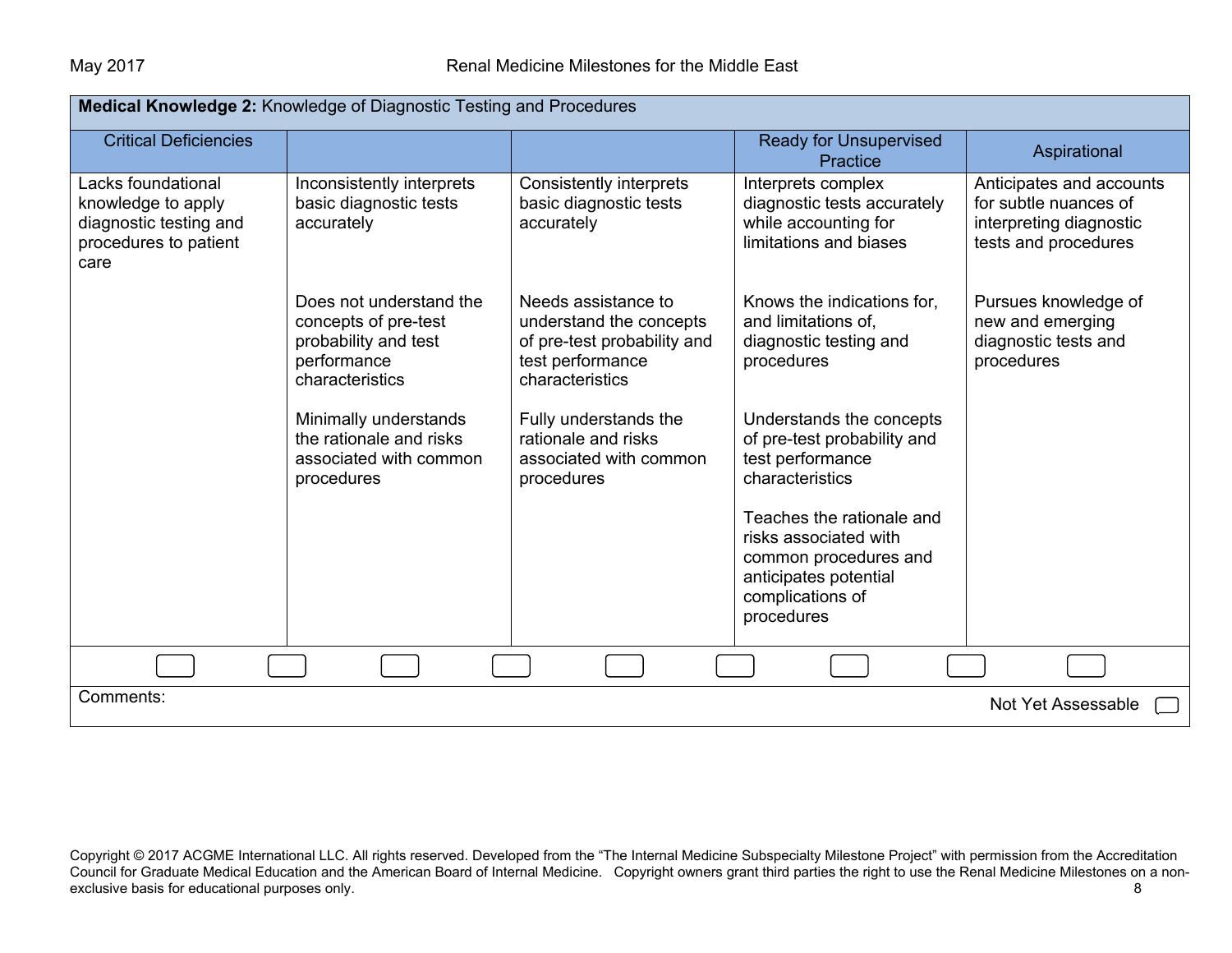**Medical Knowledge 2:** Knowledge of Diagnostic Testing and Procedures

| Critical Deficiencies | | | Ready for Unsupervised Practice | Aspirational |
|---|---|---|---|---|
| Lacks foundational knowledge to apply diagnostic testing and procedures to patient care | Inconsistently interprets basic diagnostic tests accurately<br><br>Does not understand the concepts of pre-test probability and test performance characteristics<br><br>Minimally understands the rationale and risks associated with common procedures | Consistently interprets basic diagnostic tests accurately<br><br>Needs assistance to understand the concepts of pre-test probability and test performance characteristics<br><br>Fully understands the rationale and risks associated with common procedures | Interprets complex diagnostic tests accurately while accounting for limitations and biases<br><br>Knows the indications for, and limitations of, diagnostic testing and procedures<br><br>Understands the concepts of pre-test probability and test performance characteristics<br><br>Teaches the rationale and risks associated with common procedures and anticipates potential complications of procedures | Anticipates and accounts for subtle nuances of interpreting diagnostic tests and procedures<br><br>Pursues knowledge of new and emerging diagnostic tests and procedures |

Comments:

Not Yet Assessable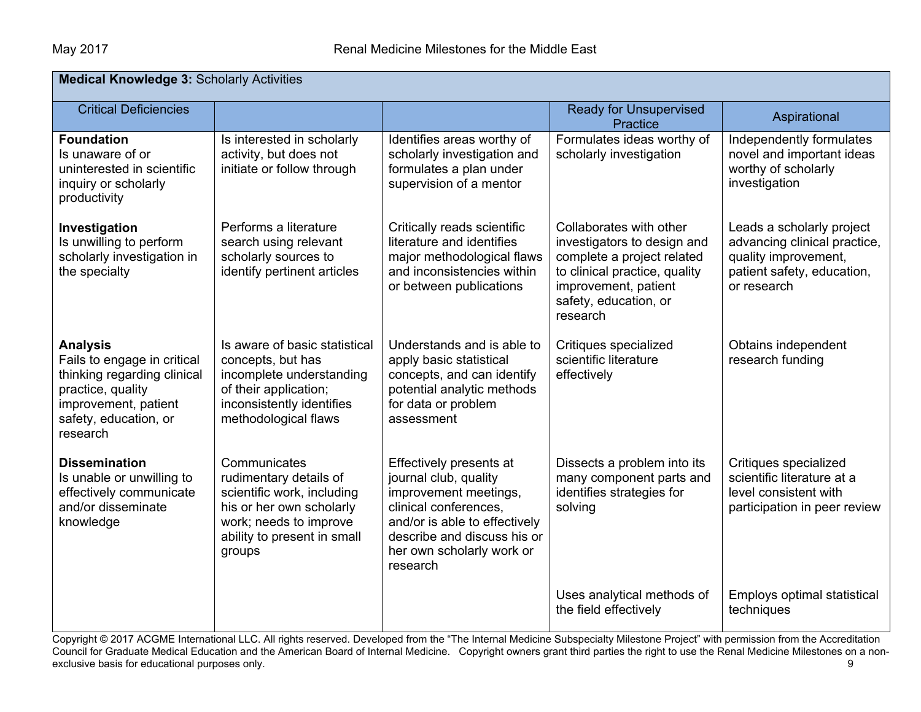| **Medical Knowledge 3:** Scholarly Activities | | | | |
|---|---|---|---|---|
| Critical Deficiencies | | | Ready for Unsupervised Practice | Aspirational |
| **Foundation**<br>Is unaware of or uninterested in scientific inquiry or scholarly productivity | Is interested in scholarly activity, but does not initiate or follow through | Identifies areas worthy of scholarly investigation and formulates a plan under supervision of a mentor | Formulates ideas worthy of scholarly investigation | Independently formulates novel and important ideas worthy of scholarly investigation |
| **Investigation**<br>Is unwilling to perform scholarly investigation in the specialty | Performs a literature search using relevant scholarly sources to identify pertinent articles | Critically reads scientific literature and identifies major methodological flaws and inconsistencies within or between publications | Collaborates with other investigators to design and complete a project related to clinical practice, quality improvement, patient safety, education, or research | Leads a scholarly project advancing clinical practice, quality improvement, patient safety, education, or research |
| **Analysis**<br>Fails to engage in critical thinking regarding clinical practice, quality improvement, patient safety, education, or research | Is aware of basic statistical concepts, but has incomplete understanding of their application; inconsistently identifies methodological flaws | Understands and is able to apply basic statistical concepts, and can identify potential analytic methods for data or problem assessment | Critiques specialized scientific literature effectively | Obtains independent research funding |
| **Dissemination**<br>Is unable or unwilling to effectively communicate and/or disseminate knowledge | Communicates rudimentary details of scientific work, including his or her own scholarly work; needs to improve ability to present in small groups | Effectively presents at journal club, quality improvement meetings, clinical conferences, and/or is able to effectively describe and discuss his or her own scholarly work or research | Dissects a problem into its many component parts and identifies strategies for solving | Critiques specialized scientific literature at a level consistent with participation in peer review |
| | | | Uses analytical methods of the field effectively | Employs optimal statistical techniques |

Copyright © 2017 ACGME International LLC. All rights reserved. Developed from the "The Internal Medicine Subspecialty Milestone Project" with permission from the Accreditation Council for Graduate Medical Education and the American Board of Internal Medicine. Copyright owners grant third parties the right to use the Renal Medicine Milestones on a non-exclusive basis for educational purposes only.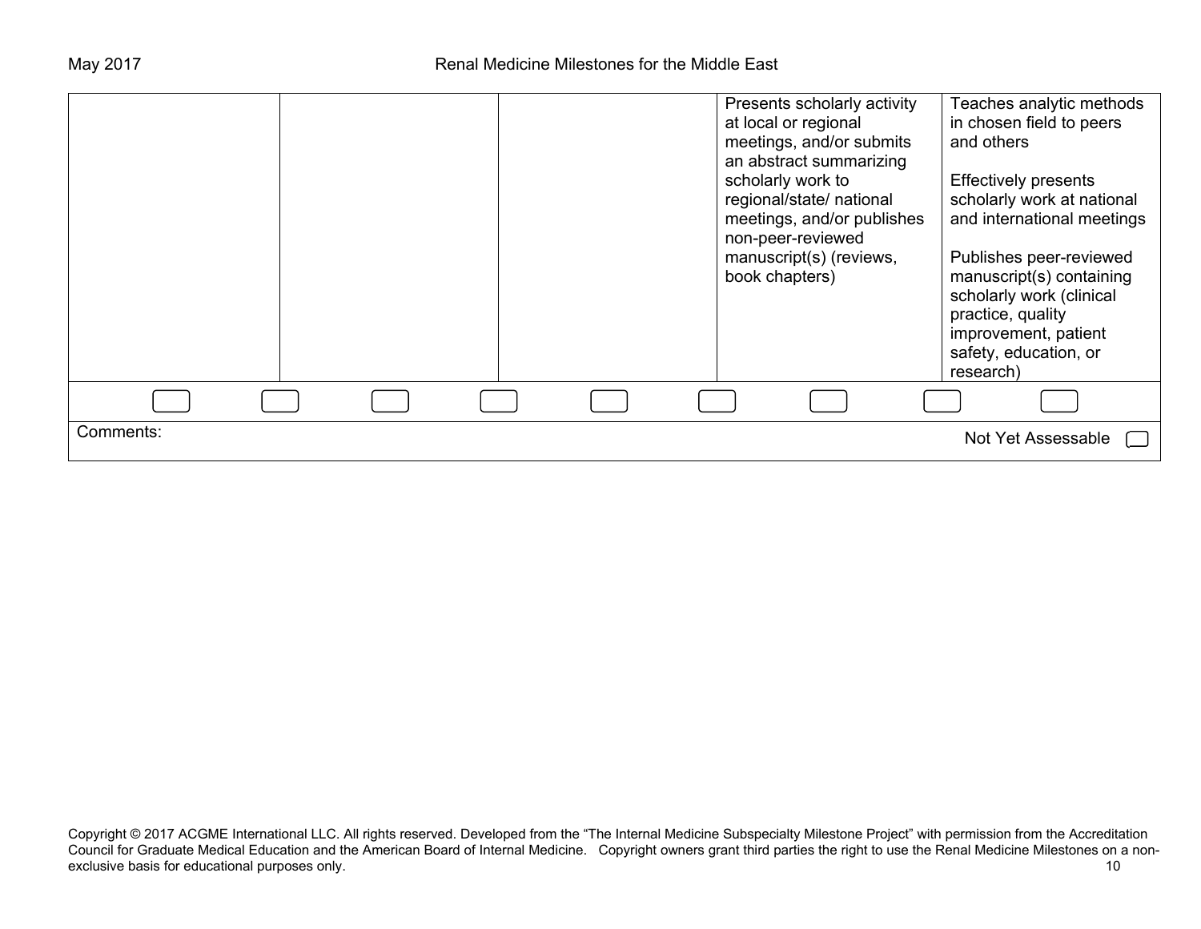| | | | | |
|---|---|---|---|---|
| | | | Presents scholarly activity at local or regional meetings, and/or submits an abstract summarizing scholarly work to regional/state/ national meetings, and/or publishes non-peer-reviewed manuscript(s) (reviews, book chapters) | Teaches analytic methods in chosen field to peers and others<br><br>Effectively presents scholarly work at national and international meetings<br><br>Publishes peer-reviewed manuscript(s) containing scholarly work (clinical practice, quality improvement, patient safety, education, or research) |

Comments:

Not Yet Assessable

Copyright © 2017 ACGME International LLC. All rights reserved. Developed from the "The Internal Medicine Subspecialty Milestone Project" with permission from the Accreditation Council for Graduate Medical Education and the American Board of Internal Medicine. Copyright owners grant third parties the right to use the Renal Medicine Milestones on a non-exclusive basis for educational purposes only.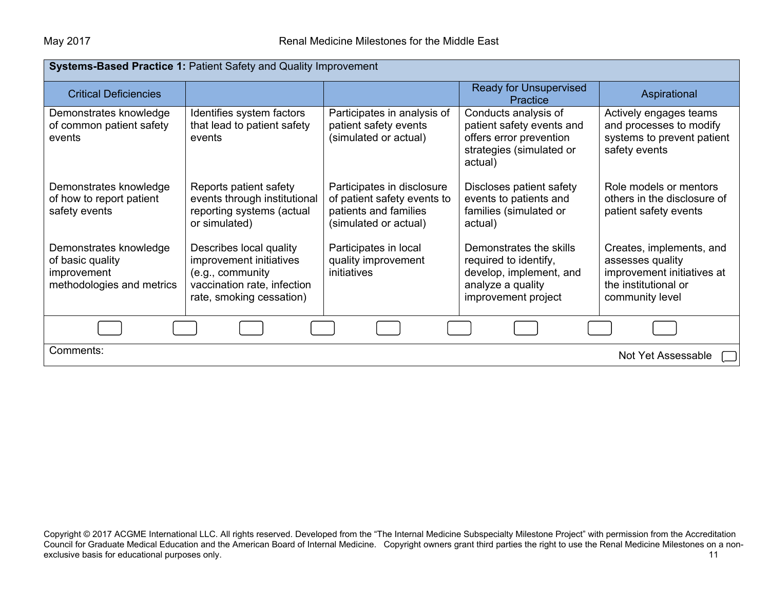**Systems-Based Practice 1:** Patient Safety and Quality Improvement

| Critical Deficiencies | | | Ready for Unsupervised Practice | Aspirational |
|---|---|---|---|---|
| Demonstrates knowledge of common patient safety events | Identifies system factors that lead to patient safety events | Participates in analysis of patient safety events (simulated or actual) | Conducts analysis of patient safety events and offers error prevention strategies (simulated or actual) | Actively engages teams and processes to modify systems to prevent patient safety events |
| Demonstrates knowledge of how to report patient safety events | Reports patient safety events through institutional reporting systems (actual or simulated) | Participates in disclosure of patient safety events to patients and families (simulated or actual) | Discloses patient safety events to patients and families (simulated or actual) | Role models or mentors others in the disclosure of patient safety events |
| Demonstrates knowledge of basic quality improvement methodologies and metrics | Describes local quality improvement initiatives (e.g., community vaccination rate, infection rate, smoking cessation) | Participates in local quality improvement initiatives | Demonstrates the skills required to identify, develop, implement, and analyze a quality improvement project | Creates, implements, and assesses quality improvement initiatives at the institutional or community level |

Comments:

Not Yet Assessable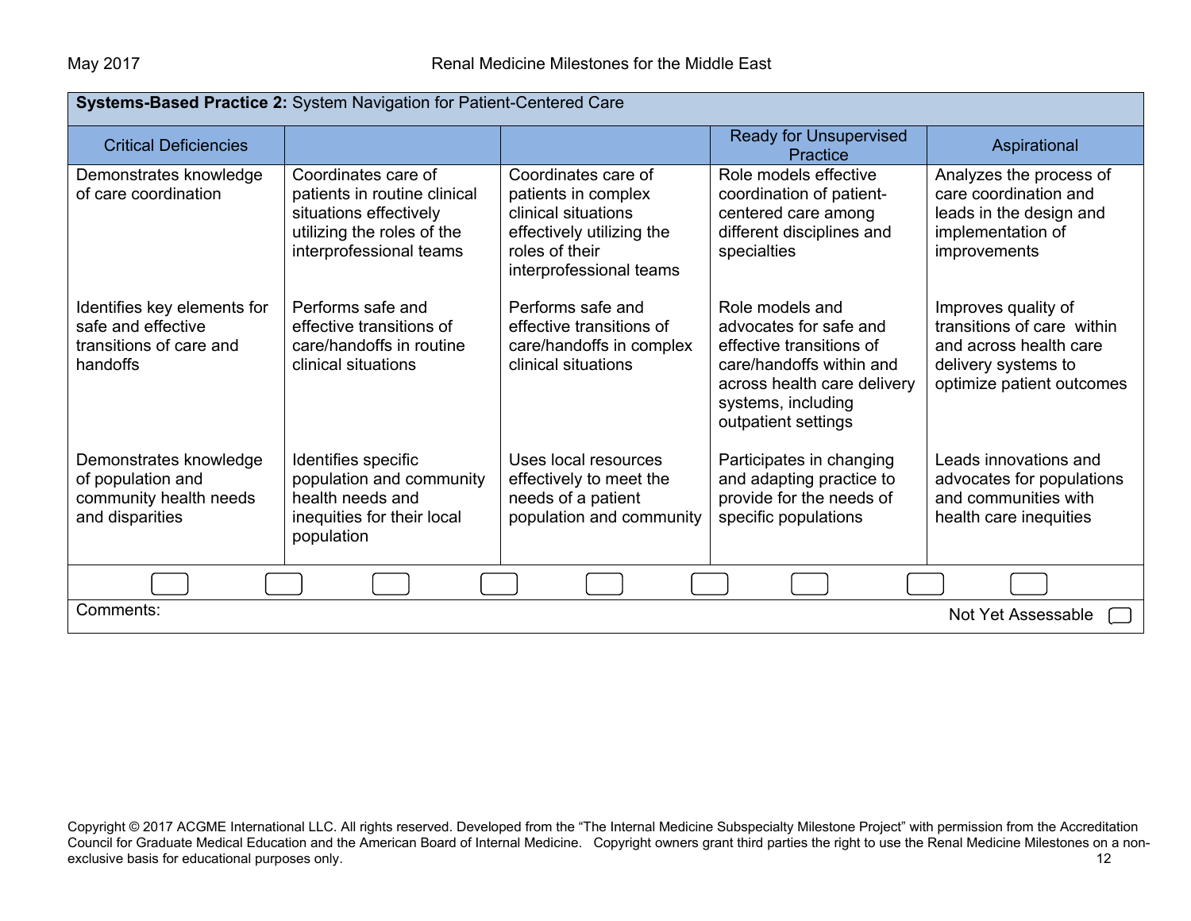| **Systems-Based Practice 2:** System Navigation for Patient-Centered Care | | | | |
|---|---|---|---|---|
| Critical Deficiencies | | | Ready for Unsupervised Practice | Aspirational |
| Demonstrates knowledge of care coordination | Coordinates care of patients in routine clinical situations effectively utilizing the roles of the interprofessional teams | Coordinates care of patients in complex clinical situations effectively utilizing the roles of their interprofessional teams | Role models effective coordination of patient-centered care among different disciplines and specialties | Analyzes the process of care coordination and leads in the design and implementation of improvements |
| Identifies key elements for safe and effective transitions of care and handoffs | Performs safe and effective transitions of care/handoffs in routine clinical situations | Performs safe and effective transitions of care/handoffs in complex clinical situations | Role models and advocates for safe and effective transitions of care/handoffs within and across health care delivery systems, including outpatient settings | Improves quality of transitions of care within and across health care delivery systems to optimize patient outcomes |
| Demonstrates knowledge of population and community health needs and disparities | Identifies specific population and community health needs and inequities for their local population | Uses local resources effectively to meet the needs of a patient population and community | Participates in changing and adapting practice to provide for the needs of specific populations | Leads innovations and advocates for populations and communities with health care inequities |

☐ ☐ ☐ ☐ ☐ ☐ ☐ ☐ ☐

Comments:

Not Yet Assessable ☐

Copyright © 2017 ACGME International LLC. All rights reserved. Developed from the "The Internal Medicine Subspecialty Milestone Project" with permission from the Accreditation Council for Graduate Medical Education and the American Board of Internal Medicine. Copyright owners grant third parties the right to use the Renal Medicine Milestones on a non-exclusive basis for educational purposes only.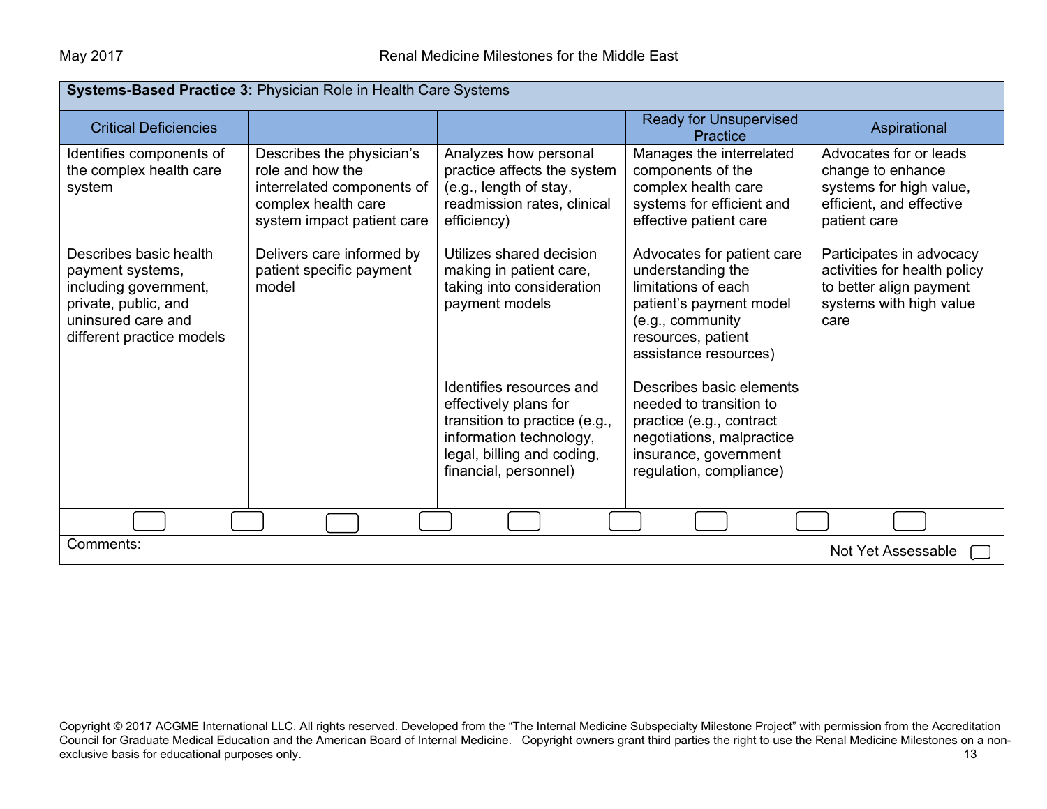| **Systems-Based Practice 3:** Physician Role in Health Care Systems | | | | |
|---|---|---|---|---|
| Critical Deficiencies | | | Ready for Unsupervised Practice | Aspirational |
| Identifies components of the complex health care system | Describes the physician's role and how the interrelated components of complex health care system impact patient care | Analyzes how personal practice affects the system (e.g., length of stay, readmission rates, clinical efficiency) | Manages the interrelated components of the complex health care systems for efficient and effective patient care | Advocates for or leads change to enhance systems for high value, efficient, and effective patient care |
| Describes basic health payment systems, including government, private, public, and uninsured care and different practice models | Delivers care informed by patient specific payment model | Utilizes shared decision making in patient care, taking into consideration payment models | Advocates for patient care understanding the limitations of each patient's payment model (e.g., community resources, patient assistance resources) | Participates in advocacy activities for health policy to better align payment systems with high value care |
| | | Identifies resources and effectively plans for transition to practice (e.g., information technology, legal, billing and coding, financial, personnel) | Describes basic elements needed to transition to practice (e.g., contract negotiations, malpractice insurance, government regulation, compliance) | |

Comments:

Not Yet Assessable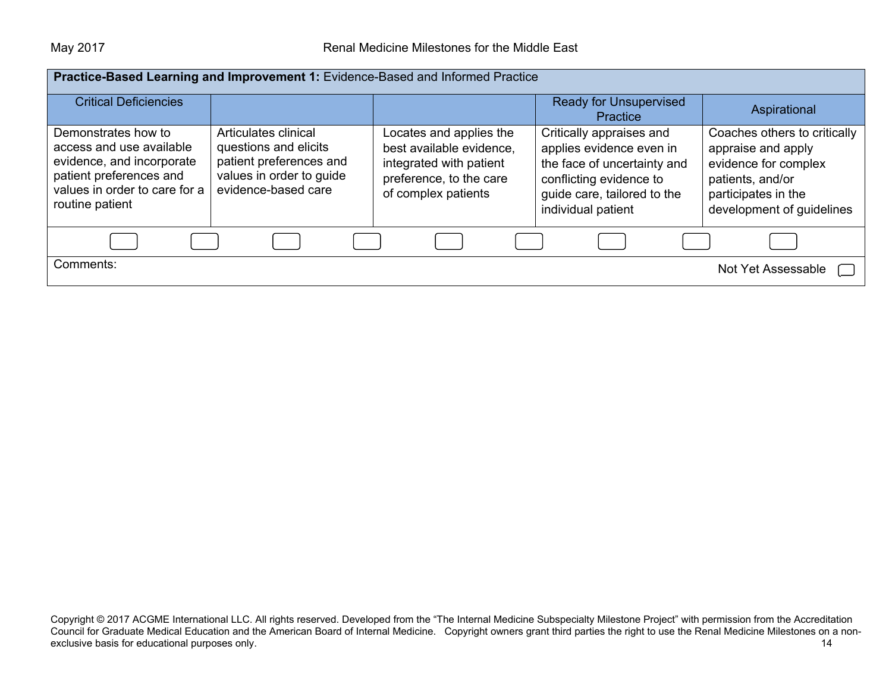**Practice-Based Learning and Improvement 1:** Evidence-Based and Informed Practice

| Critical Deficiencies | | | Ready for Unsupervised Practice | Aspirational |
|---|---|---|---|---|
| Demonstrates how to access and use available evidence, and incorporate patient preferences and values in order to care for a routine patient | Articulates clinical questions and elicits patient preferences and values in order to guide evidence-based care | Locates and applies the best available evidence, integrated with patient preference, to the care of complex patients | Critically appraises and applies evidence even in the face of uncertainty and conflicting evidence to guide care, tailored to the individual patient | Coaches others to critically appraise and apply evidence for complex patients, and/or participates in the development of guidelines |

Comments:

Not Yet Assessable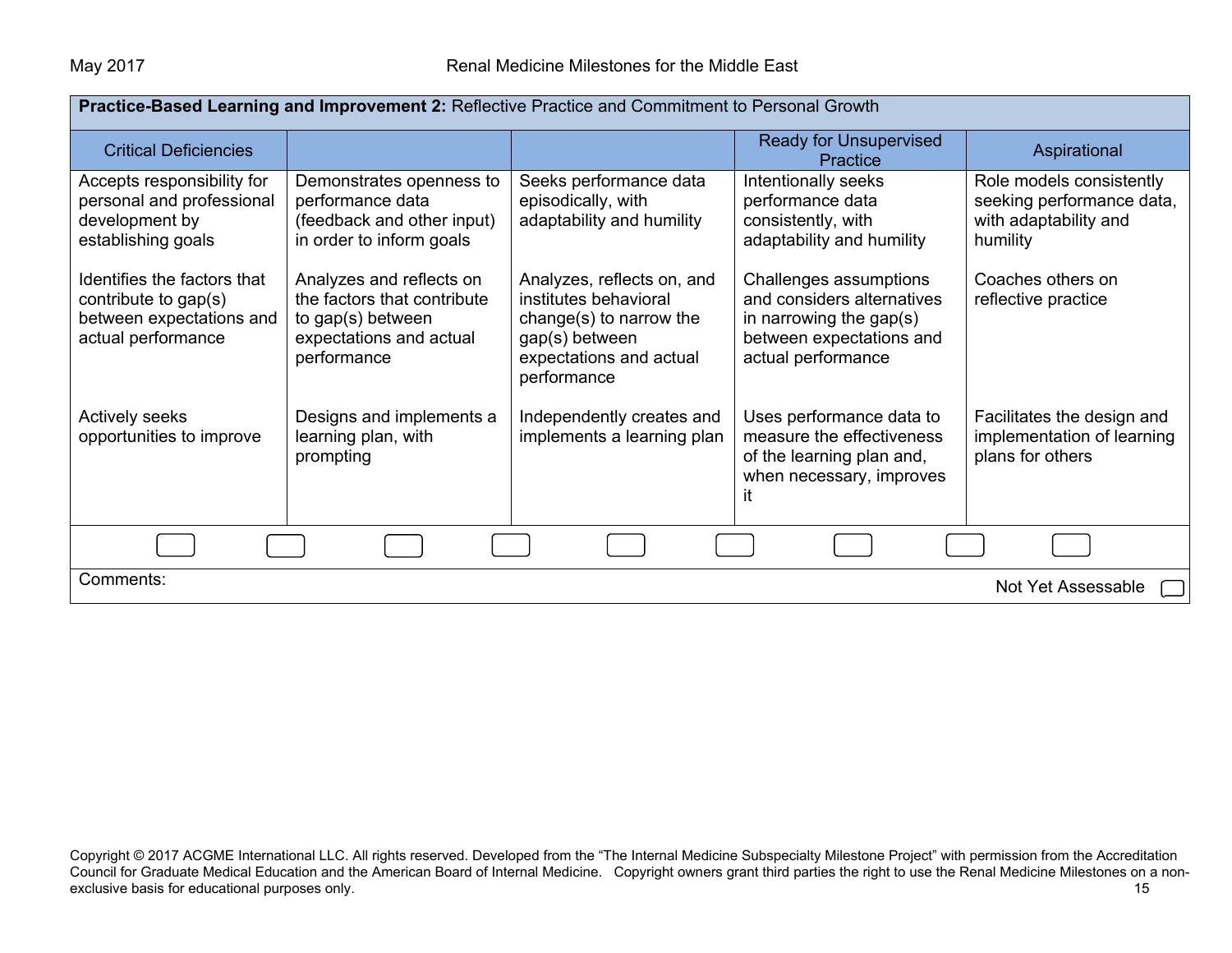| **Practice-Based Learning and Improvement 2:** Reflective Practice and Commitment to Personal Growth | | | | |
|---|---|---|---|---|
| Critical Deficiencies | | | Ready for Unsupervised Practice | Aspirational |
| Accepts responsibility for personal and professional development by establishing goals<br><br>Identifies the factors that contribute to gap(s) between expectations and actual performance<br><br>Actively seeks opportunities to improve | Demonstrates openness to performance data (feedback and other input) in order to inform goals<br><br>Analyzes and reflects on the factors that contribute to gap(s) between expectations and actual performance<br><br>Designs and implements a learning plan, with prompting | Seeks performance data episodically, with adaptability and humility<br><br>Analyzes, reflects on, and institutes behavioral change(s) to narrow the gap(s) between expectations and actual performance<br><br>Independently creates and implements a learning plan | Intentionally seeks performance data consistently, with adaptability and humility<br><br>Challenges assumptions and considers alternatives in narrowing the gap(s) between expectations and actual performance<br><br>Uses performance data to measure the effectiveness of the learning plan and, when necessary, improves it | Role models consistently seeking performance data, with adaptability and humility<br><br>Coaches others on reflective practice<br><br>Facilitates the design and implementation of learning plans for others |
| Comments: | | | | Not Yet Assessable |

Copyright © 2017 ACGME International LLC. All rights reserved. Developed from the "The Internal Medicine Subspecialty Milestone Project" with permission from the Accreditation Council for Graduate Medical Education and the American Board of Internal Medicine. Copyright owners grant third parties the right to use the Renal Medicine Milestones on a non-exclusive basis for educational purposes only.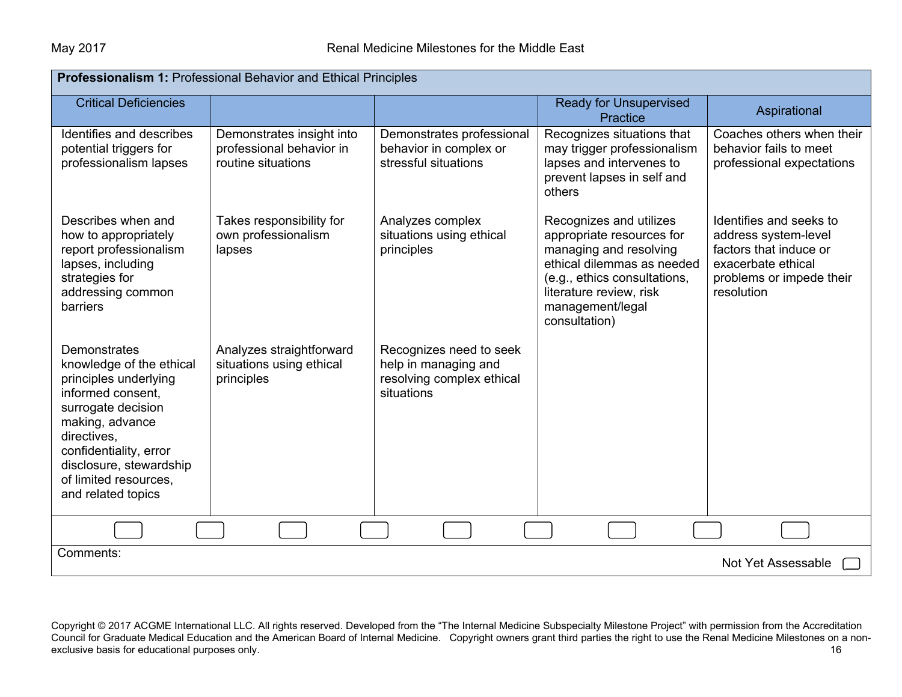| **Professionalism 1:** Professional Behavior and Ethical Principles | | | | |
|---|---|---|---|---|
| Critical Deficiencies | | | Ready for Unsupervised Practice | Aspirational |
| Identifies and describes potential triggers for professionalism lapses | Demonstrates insight into professional behavior in routine situations | Demonstrates professional behavior in complex or stressful situations | Recognizes situations that may trigger professionalism lapses and intervenes to prevent lapses in self and others | Coaches others when their behavior fails to meet professional expectations |
| Describes when and how to appropriately report professionalism lapses, including strategies for addressing common barriers | Takes responsibility for own professionalism lapses | Analyzes complex situations using ethical principles | Recognizes and utilizes appropriate resources for managing and resolving ethical dilemmas as needed (e.g., ethics consultations, literature review, risk management/legal consultation) | Identifies and seeks to address system-level factors that induce or exacerbate ethical problems or impede their resolution |
| Demonstrates knowledge of the ethical principles underlying informed consent, surrogate decision making, advance directives, confidentiality, error disclosure, stewardship of limited resources, and related topics | Analyzes straightforward situations using ethical principles | Recognizes need to seek help in managing and resolving complex ethical situations | | |

Comments:

Not Yet Assessable

Copyright © 2017 ACGME International LLC. All rights reserved. Developed from the "The Internal Medicine Subspecialty Milestone Project" with permission from the Accreditation Council for Graduate Medical Education and the American Board of Internal Medicine. Copyright owners grant third parties the right to use the Renal Medicine Milestones on a non-exclusive basis for educational purposes only.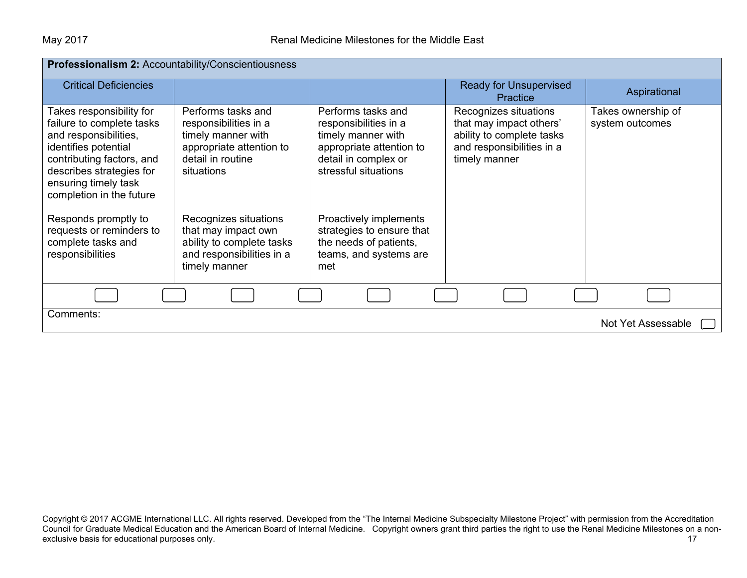| **Professionalism 2:** Accountability/Conscientiousness | | | | |
|---|---|---|---|---|
| Critical Deficiencies | | | Ready for Unsupervised Practice | Aspirational |
| Takes responsibility for failure to complete tasks and responsibilities, identifies potential contributing factors, and describes strategies for ensuring timely task completion in the future<br><br>Responds promptly to requests or reminders to complete tasks and responsibilities | Performs tasks and responsibilities in a timely manner with appropriate attention to detail in routine situations<br><br>Recognizes situations that may impact own ability to complete tasks and responsibilities in a timely manner | Performs tasks and responsibilities in a timely manner with appropriate attention to detail in complex or stressful situations<br><br>Proactively implements strategies to ensure that the needs of patients, teams, and systems are met | Recognizes situations that may impact others' ability to complete tasks and responsibilities in a timely manner | Takes ownership of system outcomes |

Comments:

Not Yet Assessable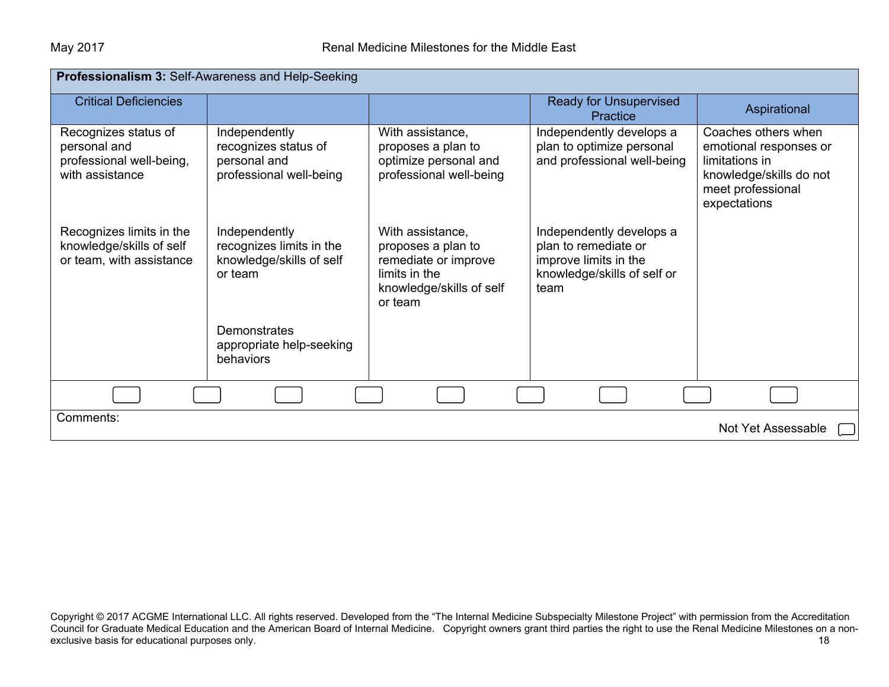| **Professionalism 3:** Self-Awareness and Help-Seeking | | | | |
|---|---|---|---|---|
| Critical Deficiencies | | | Ready for Unsupervised Practice | Aspirational |
| Recognizes status of personal and professional well-being, with assistance | Independently recognizes status of personal and professional well-being | With assistance, proposes a plan to optimize personal and professional well-being | Independently develops a plan to optimize personal and professional well-being | Coaches others when emotional responses or limitations in knowledge/skills do not meet professional expectations |
| Recognizes limits in the knowledge/skills of self or team, with assistance | Independently recognizes limits in the knowledge/skills of self or team | With assistance, proposes a plan to remediate or improve limits in the knowledge/skills of self or team | Independently develops a plan to remediate or improve limits in the knowledge/skills of self or team | |
| | Demonstrates appropriate help-seeking behaviors | | | |

Comments:

Not Yet Assessable

Copyright © 2017 ACGME International LLC. All rights reserved. Developed from the "The Internal Medicine Subspecialty Milestone Project" with permission from the Accreditation Council for Graduate Medical Education and the American Board of Internal Medicine. Copyright owners grant third parties the right to use the Renal Medicine Milestones on a non-exclusive basis for educational purposes only.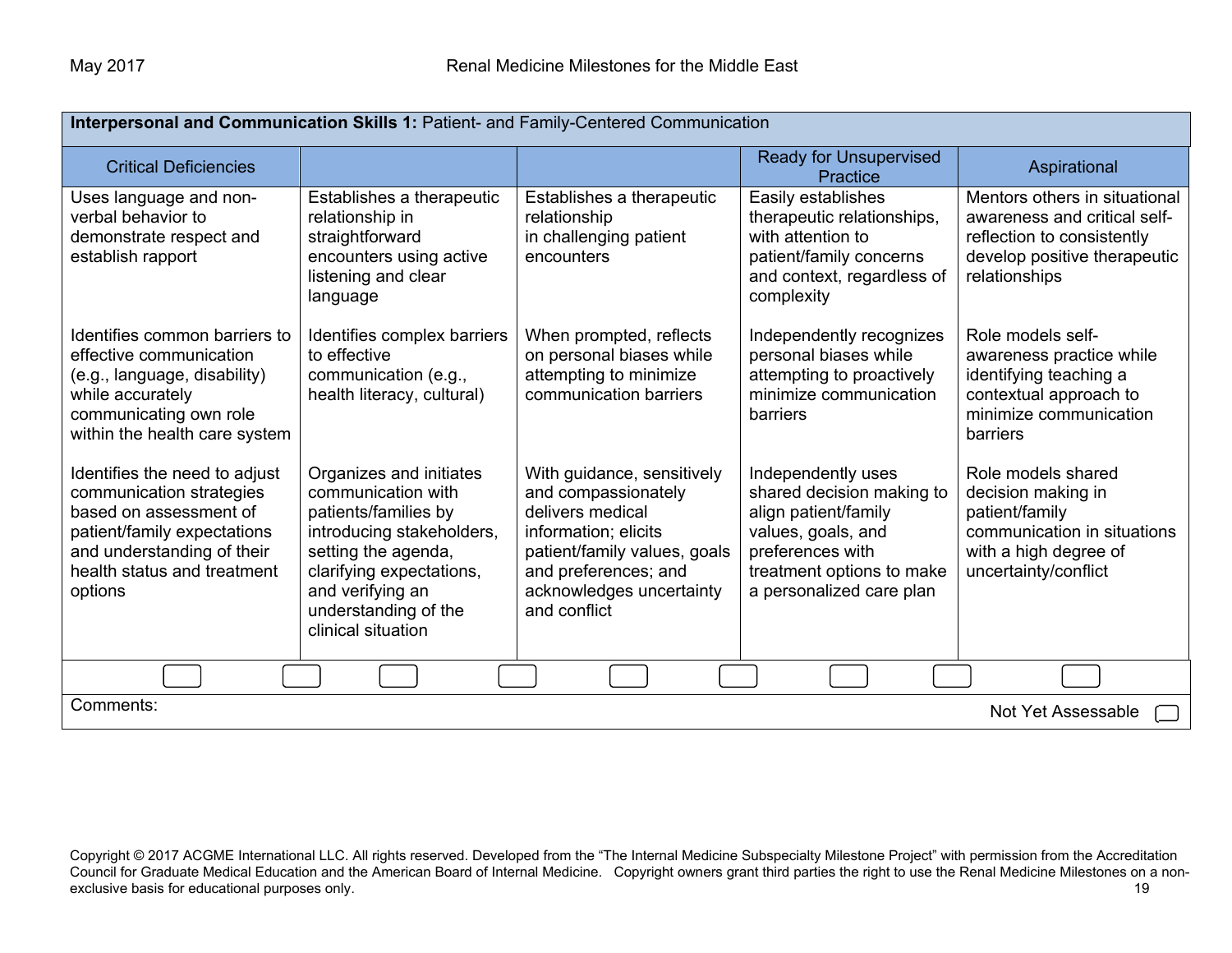| **Interpersonal and Communication Skills 1:** Patient- and Family-Centered Communication | | | | |
|---|---|---|---|---|
| Critical Deficiencies | | | Ready for Unsupervised Practice | Aspirational |
| Uses language and non-verbal behavior to demonstrate respect and establish rapport<br><br>Identifies common barriers to effective communication (e.g., language, disability) while accurately communicating own role within the health care system<br><br>Identifies the need to adjust communication strategies based on assessment of patient/family expectations and understanding of their health status and treatment options | Establishes a therapeutic relationship in straightforward encounters using active listening and clear language<br><br>Identifies complex barriers to effective communication (e.g., health literacy, cultural)<br><br>Organizes and initiates communication with patients/families by introducing stakeholders, setting the agenda, clarifying expectations, and verifying an understanding of the clinical situation | Establishes a therapeutic relationship in challenging patient encounters<br><br>When prompted, reflects on personal biases while attempting to minimize communication barriers<br><br>With guidance, sensitively and compassionately delivers medical information; elicits patient/family values, goals and preferences; and acknowledges uncertainty and conflict | Easily establishes therapeutic relationships, with attention to patient/family concerns and context, regardless of complexity<br><br>Independently recognizes personal biases while attempting to proactively minimize communication barriers<br><br>Independently uses shared decision making to align patient/family values, goals, and preferences with treatment options to make a personalized care plan | Mentors others in situational awareness and critical self-reflection to consistently develop positive therapeutic relationships<br><br>Role models self-awareness practice while identifying teaching a contextual approach to minimize communication barriers<br><br>Role models shared decision making in patient/family communication in situations with a high degree of uncertainty/conflict |

Comments:

Not Yet Assessable ☐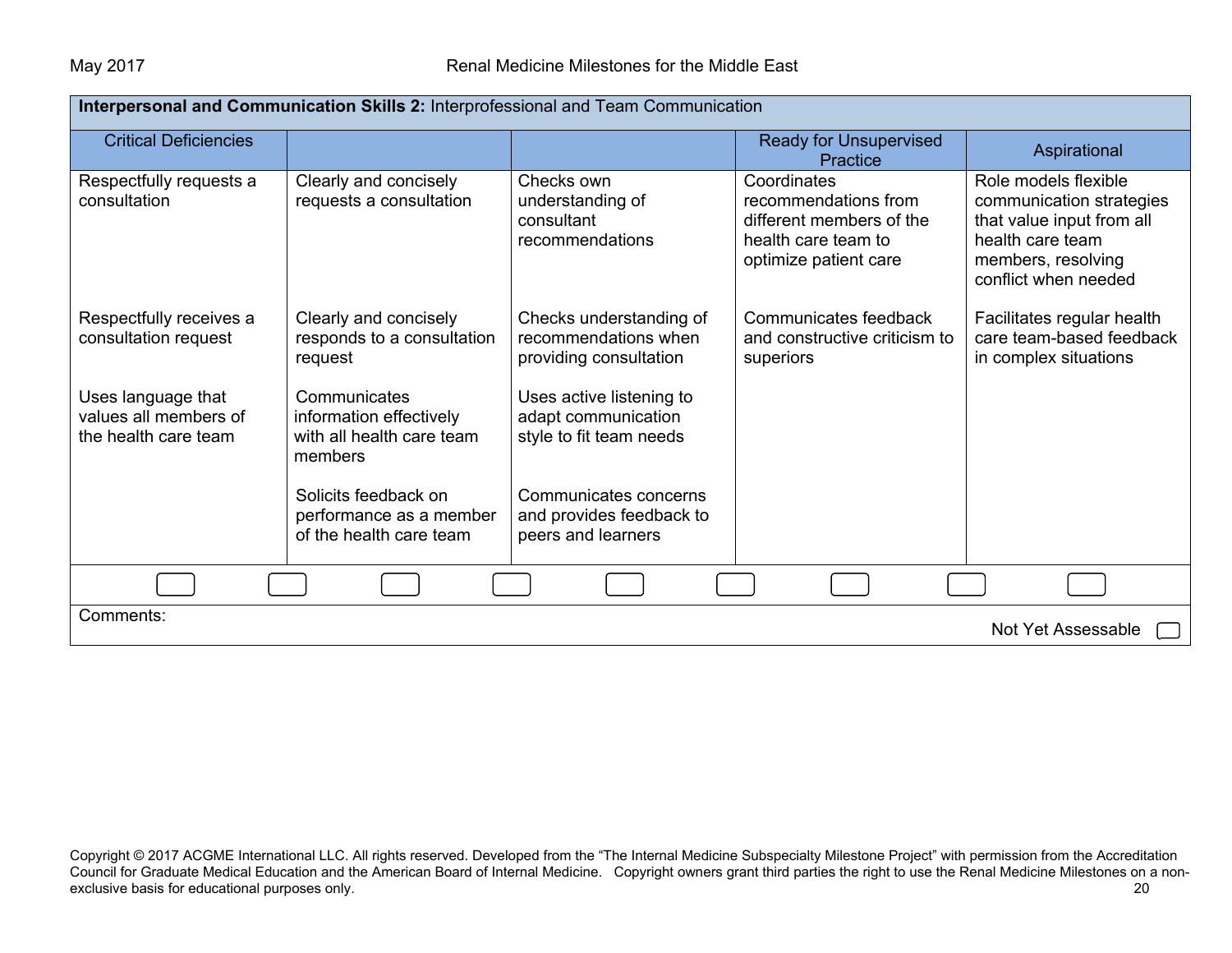| **Interpersonal and Communication Skills 2:** Interprofessional and Team Communication | | | | |
|---|---|---|---|---|
| Critical Deficiencies | | | Ready for Unsupervised Practice | Aspirational |
| Respectfully requests a consultation<br><br>Respectfully receives a consultation request<br><br>Uses language that values all members of the health care team | Clearly and concisely requests a consultation<br><br>Clearly and concisely responds to a consultation request<br><br>Communicates information effectively with all health care team members<br><br>Solicits feedback on performance as a member of the health care team | Checks own understanding of consultant recommendations<br><br>Checks understanding of recommendations when providing consultation<br><br>Uses active listening to adapt communication style to fit team needs<br><br>Communicates concerns and provides feedback to peers and learners | Coordinates recommendations from different members of the health care team to optimize patient care<br><br>Communicates feedback and constructive criticism to superiors | Role models flexible communication strategies that value input from all health care team members, resolving conflict when needed<br><br>Facilitates regular health care team-based feedback in complex situations |

Comments:

Not Yet Assessable ☐

Copyright © 2017 ACGME International LLC. All rights reserved. Developed from the "The Internal Medicine Subspecialty Milestone Project" with permission from the Accreditation Council for Graduate Medical Education and the American Board of Internal Medicine. Copyright owners grant third parties the right to use the Renal Medicine Milestones on a non-exclusive basis for educational purposes only.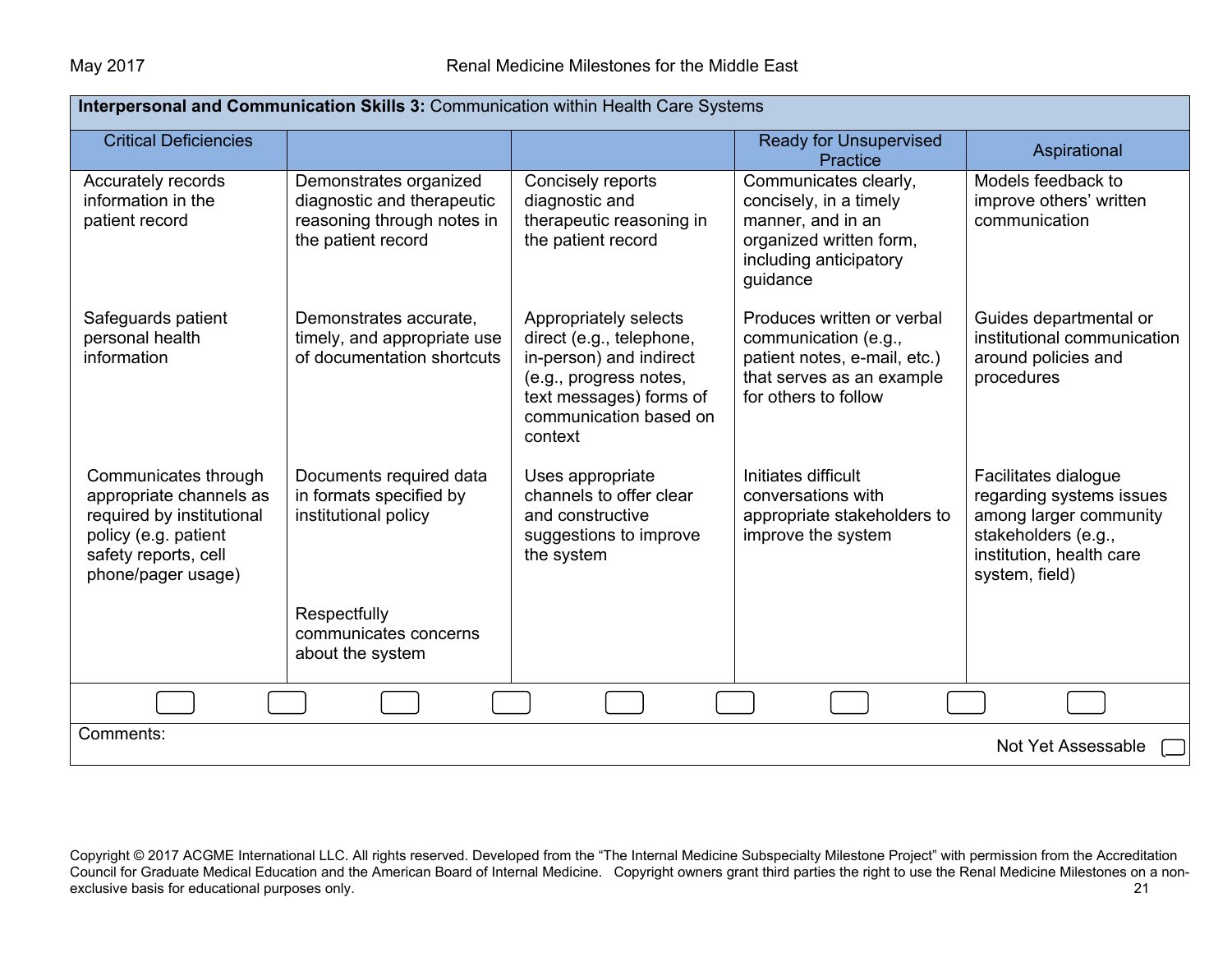| Interpersonal and Communication Skills 3: Communication within Health Care Systems | | | | |
|---|---|---|---|---|
| Critical Deficiencies | | | Ready for Unsupervised Practice | Aspirational |
| Accurately records information in the patient record | Demonstrates organized diagnostic and therapeutic reasoning through notes in the patient record | Concisely reports diagnostic and therapeutic reasoning in the patient record | Communicates clearly, concisely, in a timely manner, and in an organized written form, including anticipatory guidance | Models feedback to improve others' written communication |
| Safeguards patient personal health information | Demonstrates accurate, timely, and appropriate use of documentation shortcuts | Appropriately selects direct (e.g., telephone, in-person) and indirect (e.g., progress notes, text messages) forms of communication based on context | Produces written or verbal communication (e.g., patient notes, e-mail, etc.) that serves as an example for others to follow | Guides departmental or institutional communication around policies and procedures |
| Communicates through appropriate channels as required by institutional policy (e.g. patient safety reports, cell phone/pager usage) | Documents required data in formats specified by institutional policy<br><br>Respectfully communicates concerns about the system | Uses appropriate channels to offer clear and constructive suggestions to improve the system | Initiates difficult conversations with appropriate stakeholders to improve the system | Facilitates dialogue regarding systems issues among larger community stakeholders (e.g., institution, health care system, field) |

Comments:

Not Yet Assessable

Copyright © 2017 ACGME International LLC. All rights reserved. Developed from the "The Internal Medicine Subspecialty Milestone Project" with permission from the Accreditation Council for Graduate Medical Education and the American Board of Internal Medicine. Copyright owners grant third parties the right to use the Renal Medicine Milestones on a non-exclusive basis for educational purposes only.